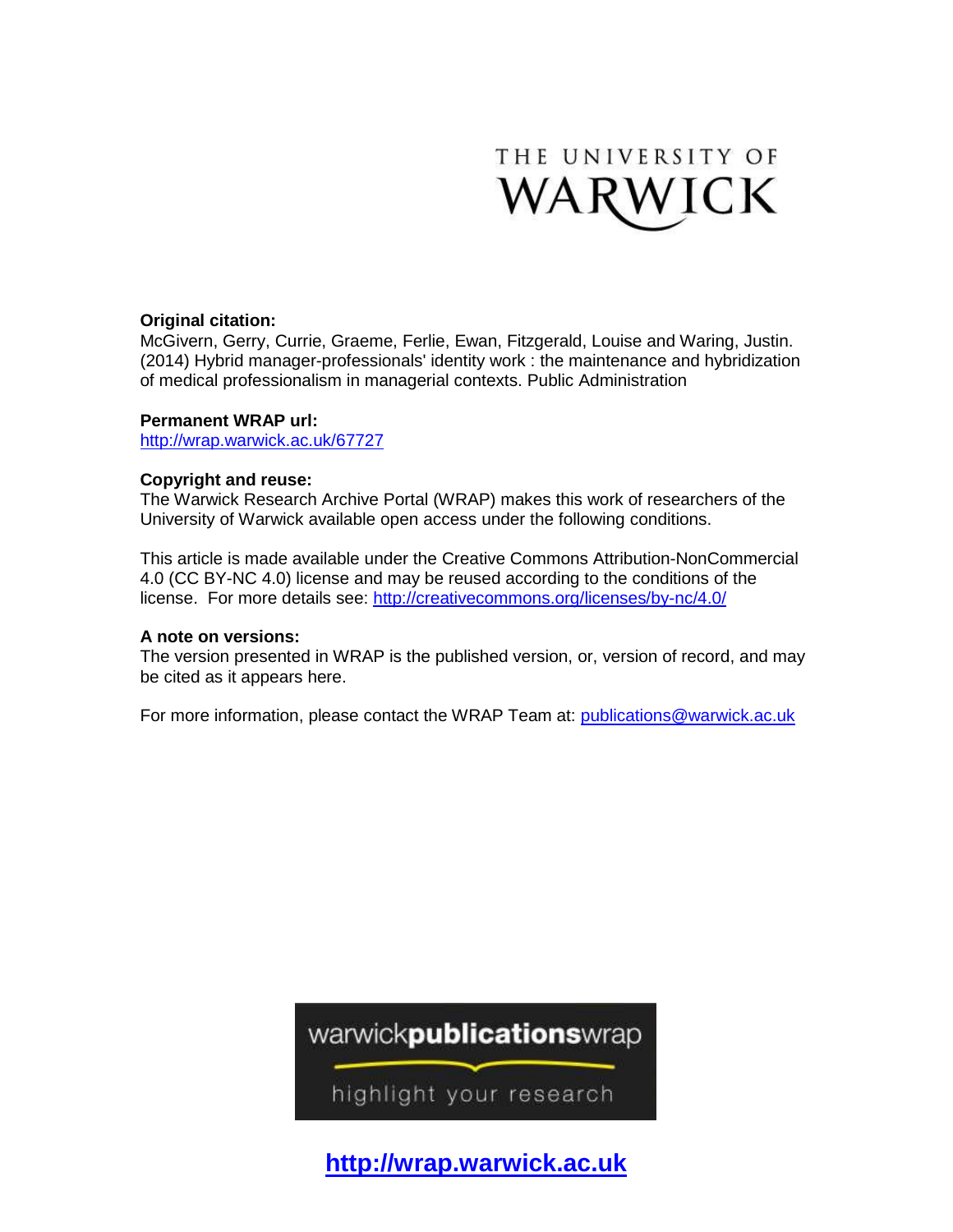THE UNIVERSITY OF WARWICK

**Original citation:**
McGivern, Gerry, Currie, Graeme, Ferlie, Ewan, Fitzgerald, Louise and Waring, Justin. (2014) Hybrid manager-professionals' identity work : the maintenance and hybridization of medical professionalism in managerial contexts. Public Administration

**Permanent WRAP url:**
http://wrap.warwick.ac.uk/67727

**Copyright and reuse:**
The Warwick Research Archive Portal (WRAP) makes this work of researchers of the University of Warwick available open access under the following conditions.

This article is made available under the Creative Commons Attribution-NonCommercial 4.0 (CC BY-NC 4.0) license and may be reused according to the conditions of the license. For more details see: http://creativecommons.org/licenses/by-nc/4.0/

**A note on versions:**
The version presented in WRAP is the published version, or, version of record, and may be cited as it appears here.

For more information, please contact the WRAP Team at: publications@warwick.ac.uk

warwick**publications**wrap

highlight your research

**http://wrap.warwick.ac.uk**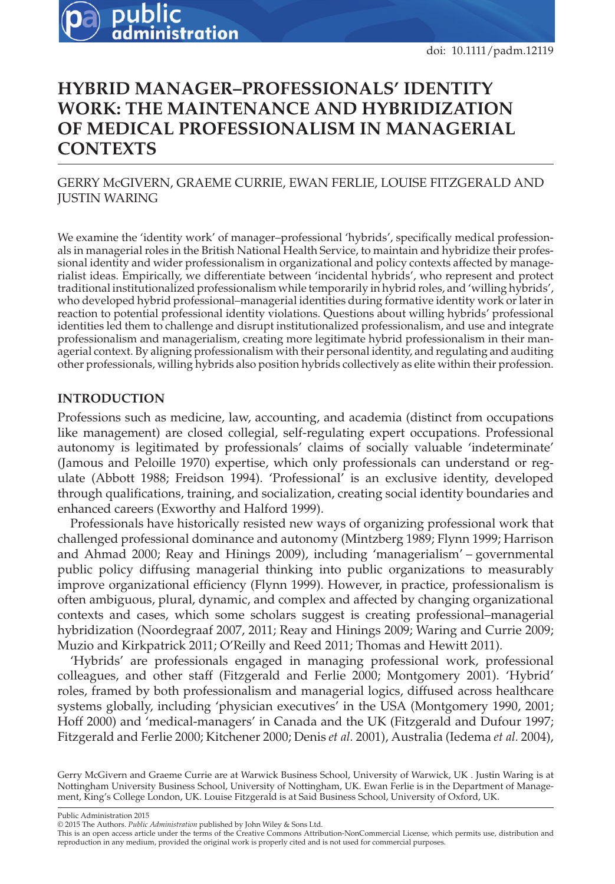# HYBRID MANAGER–PROFESSIONALS' IDENTITY WORK: THE MAINTENANCE AND HYBRIDIZATION OF MEDICAL PROFESSIONALISM IN MANAGERIAL CONTEXTS

GERRY McGIVERN, GRAEME CURRIE, EWAN FERLIE, LOUISE FITZGERALD AND JUSTIN WARING

We examine the 'identity work' of manager–professional 'hybrids', specifically medical professionals in managerial roles in the British National Health Service, to maintain and hybridize their professional identity and wider professionalism in organizational and policy contexts affected by managerialist ideas. Empirically, we differentiate between 'incidental hybrids', who represent and protect traditional institutionalized professionalism while temporarily in hybrid roles, and 'willing hybrids', who developed hybrid professional–managerial identities during formative identity work or later in reaction to potential professional identity violations. Questions about willing hybrids' professional identities led them to challenge and disrupt institutionalized professionalism, and use and integrate professionalism and managerialism, creating more legitimate hybrid professionalism in their managerial context. By aligning professionalism with their personal identity, and regulating and auditing other professionals, willing hybrids also position hybrids collectively as elite within their profession.

## INTRODUCTION

Professions such as medicine, law, accounting, and academia (distinct from occupations like management) are closed collegial, self-regulating expert occupations. Professional autonomy is legitimated by professionals' claims of socially valuable 'indeterminate' (Jamous and Peloille 1970) expertise, which only professionals can understand or regulate (Abbott 1988; Freidson 1994). 'Professional' is an exclusive identity, developed through qualifications, training, and socialization, creating social identity boundaries and enhanced careers (Exworthy and Halford 1999).

Professionals have historically resisted new ways of organizing professional work that challenged professional dominance and autonomy (Mintzberg 1989; Flynn 1999; Harrison and Ahmad 2000; Reay and Hinings 2009), including 'managerialism' – governmental public policy diffusing managerial thinking into public organizations to measurably improve organizational efficiency (Flynn 1999). However, in practice, professionalism is often ambiguous, plural, dynamic, and complex and affected by changing organizational contexts and cases, which some scholars suggest is creating professional–managerial hybridization (Noordegraaf 2007, 2011; Reay and Hinings 2009; Waring and Currie 2009; Muzio and Kirkpatrick 2011; O'Reilly and Reed 2011; Thomas and Hewitt 2011).

'Hybrids' are professionals engaged in managing professional work, professional colleagues, and other staff (Fitzgerald and Ferlie 2000; Montgomery 2001). 'Hybrid' roles, framed by both professionalism and managerial logics, diffused across healthcare systems globally, including 'physician executives' in the USA (Montgomery 1990, 2001; Hoff 2000) and 'medical-managers' in Canada and the UK (Fitzgerald and Dufour 1997; Fitzgerald and Ferlie 2000; Kitchener 2000; Denis *et al.* 2001), Australia (Iedema *et al.* 2004),

Gerry McGivern and Graeme Currie are at Warwick Business School, University of Warwick, UK . Justin Waring is at Nottingham University Business School, University of Nottingham, UK. Ewan Ferlie is in the Department of Management, King's College London, UK. Louise Fitzgerald is at Said Business School, University of Oxford, UK.

Public Administration 2015

© 2015 The Authors. *Public Administration* published by John Wiley & Sons Ltd.

This is an open access article under the terms of the Creative Commons Attribution-NonCommercial License, which permits use, distribution and reproduction in any medium, provided the original work is properly cited and is not used for commercial purposes.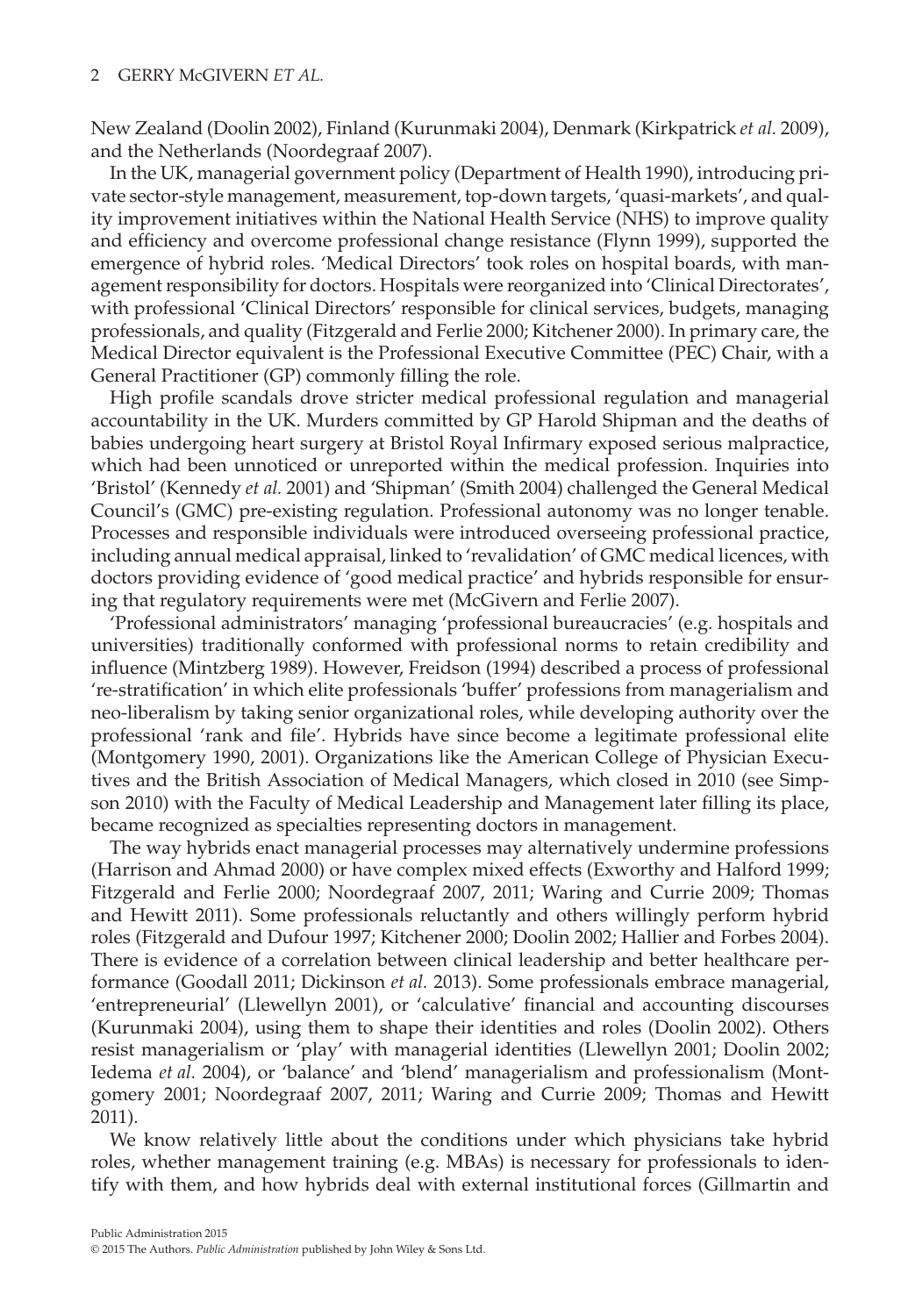New Zealand (Doolin 2002), Finland (Kurunmaki 2004), Denmark (Kirkpatrick *et al.* 2009), and the Netherlands (Noordegraaf 2007).

In the UK, managerial government policy (Department of Health 1990), introducing private sector-style management, measurement, top-down targets, 'quasi-markets', and quality improvement initiatives within the National Health Service (NHS) to improve quality and efficiency and overcome professional change resistance (Flynn 1999), supported the emergence of hybrid roles. 'Medical Directors' took roles on hospital boards, with management responsibility for doctors. Hospitals were reorganized into 'Clinical Directorates', with professional 'Clinical Directors' responsible for clinical services, budgets, managing professionals, and quality (Fitzgerald and Ferlie 2000; Kitchener 2000). In primary care, the Medical Director equivalent is the Professional Executive Committee (PEC) Chair, with a General Practitioner (GP) commonly filling the role.

High profile scandals drove stricter medical professional regulation and managerial accountability in the UK. Murders committed by GP Harold Shipman and the deaths of babies undergoing heart surgery at Bristol Royal Infirmary exposed serious malpractice, which had been unnoticed or unreported within the medical profession. Inquiries into 'Bristol' (Kennedy *et al.* 2001) and 'Shipman' (Smith 2004) challenged the General Medical Council's (GMC) pre-existing regulation. Professional autonomy was no longer tenable. Processes and responsible individuals were introduced overseeing professional practice, including annual medical appraisal, linked to 'revalidation' of GMC medical licences, with doctors providing evidence of 'good medical practice' and hybrids responsible for ensuring that regulatory requirements were met (McGivern and Ferlie 2007).

'Professional administrators' managing 'professional bureaucracies' (e.g. hospitals and universities) traditionally conformed with professional norms to retain credibility and influence (Mintzberg 1989). However, Freidson (1994) described a process of professional 're-stratification' in which elite professionals 'buffer' professions from managerialism and neo-liberalism by taking senior organizational roles, while developing authority over the professional 'rank and file'. Hybrids have since become a legitimate professional elite (Montgomery 1990, 2001). Organizations like the American College of Physician Executives and the British Association of Medical Managers, which closed in 2010 (see Simpson 2010) with the Faculty of Medical Leadership and Management later filling its place, became recognized as specialties representing doctors in management.

The way hybrids enact managerial processes may alternatively undermine professions (Harrison and Ahmad 2000) or have complex mixed effects (Exworthy and Halford 1999; Fitzgerald and Ferlie 2000; Noordegraaf 2007, 2011; Waring and Currie 2009; Thomas and Hewitt 2011). Some professionals reluctantly and others willingly perform hybrid roles (Fitzgerald and Dufour 1997; Kitchener 2000; Doolin 2002; Hallier and Forbes 2004). There is evidence of a correlation between clinical leadership and better healthcare performance (Goodall 2011; Dickinson *et al.* 2013). Some professionals embrace managerial, 'entrepreneurial' (Llewellyn 2001), or 'calculative' financial and accounting discourses (Kurunmaki 2004), using them to shape their identities and roles (Doolin 2002). Others resist managerialism or 'play' with managerial identities (Llewellyn 2001; Doolin 2002; Iedema *et al.* 2004), or 'balance' and 'blend' managerialism and professionalism (Montgomery 2001; Noordegraaf 2007, 2011; Waring and Currie 2009; Thomas and Hewitt 2011).

We know relatively little about the conditions under which physicians take hybrid roles, whether management training (e.g. MBAs) is necessary for professionals to identify with them, and how hybrids deal with external institutional forces (Gillmartin and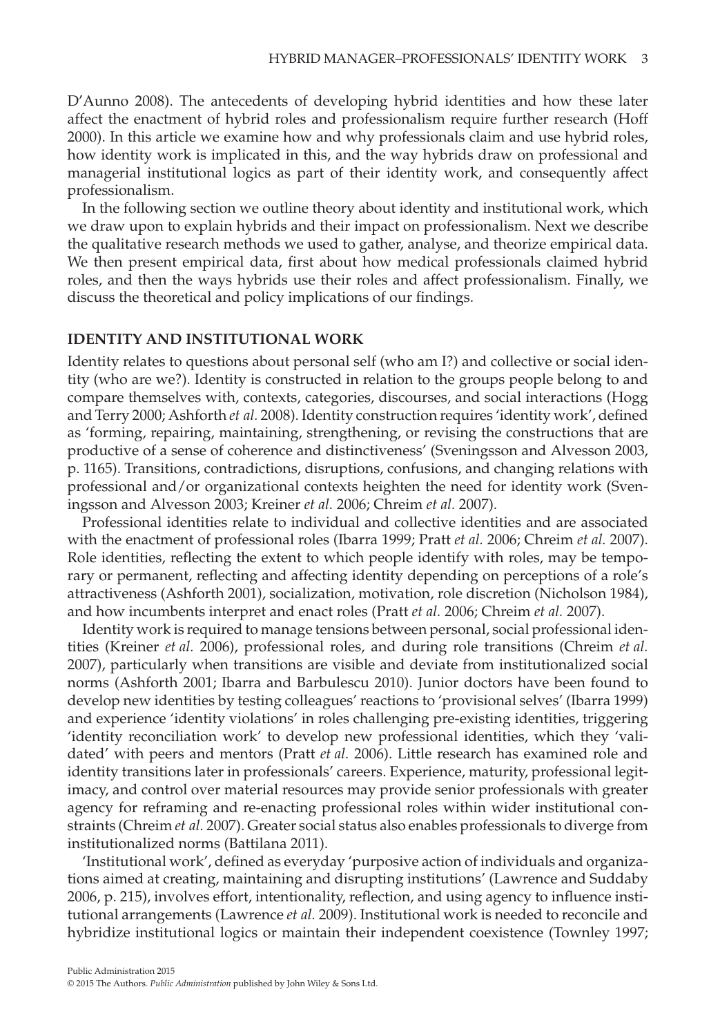D'Aunno 2008). The antecedents of developing hybrid identities and how these later affect the enactment of hybrid roles and professionalism require further research (Hoff 2000). In this article we examine how and why professionals claim and use hybrid roles, how identity work is implicated in this, and the way hybrids draw on professional and managerial institutional logics as part of their identity work, and consequently affect professionalism.

In the following section we outline theory about identity and institutional work, which we draw upon to explain hybrids and their impact on professionalism. Next we describe the qualitative research methods we used to gather, analyse, and theorize empirical data. We then present empirical data, first about how medical professionals claimed hybrid roles, and then the ways hybrids use their roles and affect professionalism. Finally, we discuss the theoretical and policy implications of our findings.

## IDENTITY AND INSTITUTIONAL WORK

Identity relates to questions about personal self (who am I?) and collective or social identity (who are we?). Identity is constructed in relation to the groups people belong to and compare themselves with, contexts, categories, discourses, and social interactions (Hogg and Terry 2000; Ashforth *et al.* 2008). Identity construction requires 'identity work', defined as 'forming, repairing, maintaining, strengthening, or revising the constructions that are productive of a sense of coherence and distinctiveness' (Sveningsson and Alvesson 2003, p. 1165). Transitions, contradictions, disruptions, confusions, and changing relations with professional and/or organizational contexts heighten the need for identity work (Sveningsson and Alvesson 2003; Kreiner *et al.* 2006; Chreim *et al.* 2007).

Professional identities relate to individual and collective identities and are associated with the enactment of professional roles (Ibarra 1999; Pratt *et al.* 2006; Chreim *et al.* 2007). Role identities, reflecting the extent to which people identify with roles, may be temporary or permanent, reflecting and affecting identity depending on perceptions of a role's attractiveness (Ashforth 2001), socialization, motivation, role discretion (Nicholson 1984), and how incumbents interpret and enact roles (Pratt *et al.* 2006; Chreim *et al.* 2007).

Identity work is required to manage tensions between personal, social professional identities (Kreiner *et al.* 2006), professional roles, and during role transitions (Chreim *et al.* 2007), particularly when transitions are visible and deviate from institutionalized social norms (Ashforth 2001; Ibarra and Barbulescu 2010). Junior doctors have been found to develop new identities by testing colleagues' reactions to 'provisional selves' (Ibarra 1999) and experience 'identity violations' in roles challenging pre-existing identities, triggering 'identity reconciliation work' to develop new professional identities, which they 'validated' with peers and mentors (Pratt *et al.* 2006). Little research has examined role and identity transitions later in professionals' careers. Experience, maturity, professional legitimacy, and control over material resources may provide senior professionals with greater agency for reframing and re-enacting professional roles within wider institutional constraints (Chreim *et al.* 2007). Greater social status also enables professionals to diverge from institutionalized norms (Battilana 2011).

'Institutional work', defined as everyday 'purposive action of individuals and organizations aimed at creating, maintaining and disrupting institutions' (Lawrence and Suddaby 2006, p. 215), involves effort, intentionality, reflection, and using agency to influence institutional arrangements (Lawrence *et al.* 2009). Institutional work is needed to reconcile and hybridize institutional logics or maintain their independent coexistence (Townley 1997;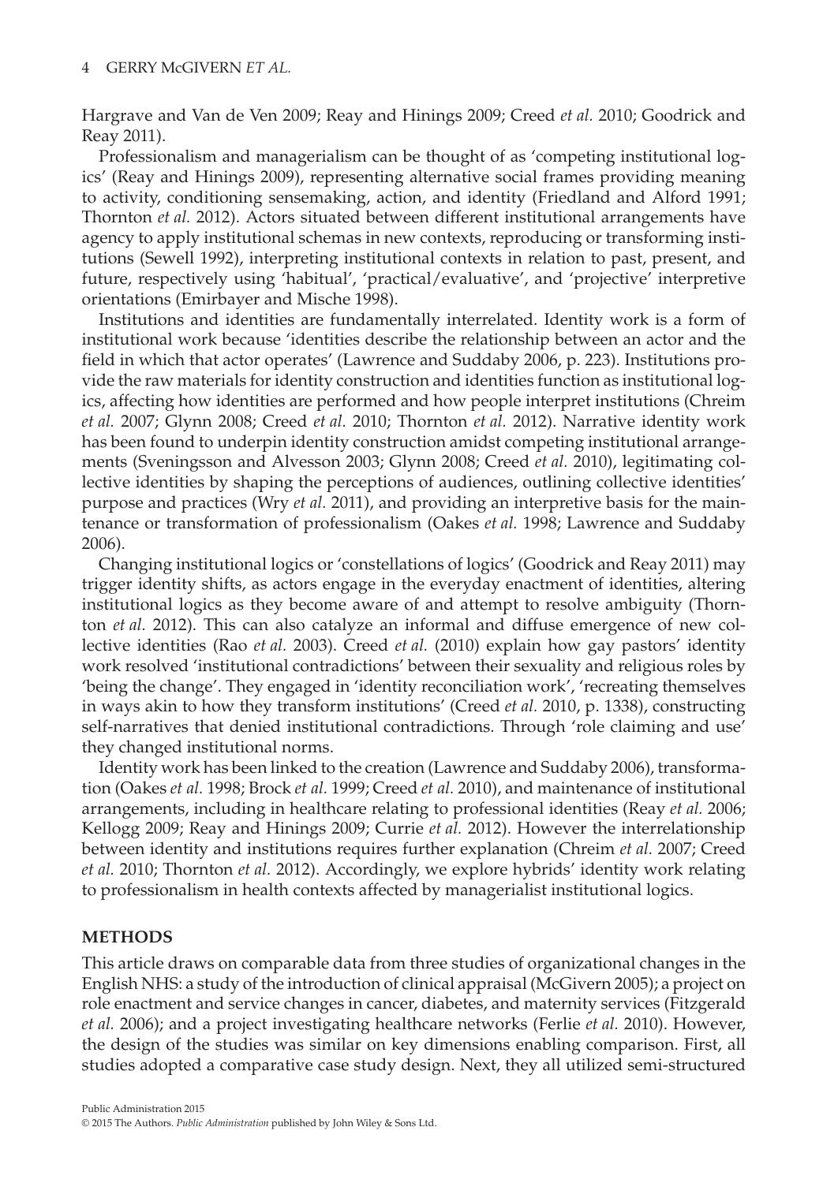Hargrave and Van de Ven 2009; Reay and Hinings 2009; Creed *et al.* 2010; Goodrick and Reay 2011).

Professionalism and managerialism can be thought of as 'competing institutional logics' (Reay and Hinings 2009), representing alternative social frames providing meaning to activity, conditioning sensemaking, action, and identity (Friedland and Alford 1991; Thornton *et al.* 2012). Actors situated between different institutional arrangements have agency to apply institutional schemas in new contexts, reproducing or transforming institutions (Sewell 1992), interpreting institutional contexts in relation to past, present, and future, respectively using 'habitual', 'practical/evaluative', and 'projective' interpretive orientations (Emirbayer and Mische 1998).

Institutions and identities are fundamentally interrelated. Identity work is a form of institutional work because 'identities describe the relationship between an actor and the field in which that actor operates' (Lawrence and Suddaby 2006, p. 223). Institutions provide the raw materials for identity construction and identities function as institutional logics, affecting how identities are performed and how people interpret institutions (Chreim *et al.* 2007; Glynn 2008; Creed *et al.* 2010; Thornton *et al.* 2012). Narrative identity work has been found to underpin identity construction amidst competing institutional arrangements (Sveningsson and Alvesson 2003; Glynn 2008; Creed *et al.* 2010), legitimating collective identities by shaping the perceptions of audiences, outlining collective identities' purpose and practices (Wry *et al.* 2011), and providing an interpretive basis for the maintenance or transformation of professionalism (Oakes *et al.* 1998; Lawrence and Suddaby 2006).

Changing institutional logics or 'constellations of logics' (Goodrick and Reay 2011) may trigger identity shifts, as actors engage in the everyday enactment of identities, altering institutional logics as they become aware of and attempt to resolve ambiguity (Thornton *et al.* 2012). This can also catalyze an informal and diffuse emergence of new collective identities (Rao *et al.* 2003). Creed *et al.* (2010) explain how gay pastors' identity work resolved 'institutional contradictions' between their sexuality and religious roles by 'being the change'. They engaged in 'identity reconciliation work', 'recreating themselves in ways akin to how they transform institutions' (Creed *et al.* 2010, p. 1338), constructing self-narratives that denied institutional contradictions. Through 'role claiming and use' they changed institutional norms.

Identity work has been linked to the creation (Lawrence and Suddaby 2006), transformation (Oakes *et al.* 1998; Brock *et al.* 1999; Creed *et al.* 2010), and maintenance of institutional arrangements, including in healthcare relating to professional identities (Reay *et al.* 2006; Kellogg 2009; Reay and Hinings 2009; Currie *et al.* 2012). However the interrelationship between identity and institutions requires further explanation (Chreim *et al.* 2007; Creed *et al.* 2010; Thornton *et al.* 2012). Accordingly, we explore hybrids' identity work relating to professionalism in health contexts affected by managerialist institutional logics.

## METHODS

This article draws on comparable data from three studies of organizational changes in the English NHS: a study of the introduction of clinical appraisal (McGivern 2005); a project on role enactment and service changes in cancer, diabetes, and maternity services (Fitzgerald *et al.* 2006); and a project investigating healthcare networks (Ferlie *et al.* 2010). However, the design of the studies was similar on key dimensions enabling comparison. First, all studies adopted a comparative case study design. Next, they all utilized semi-structured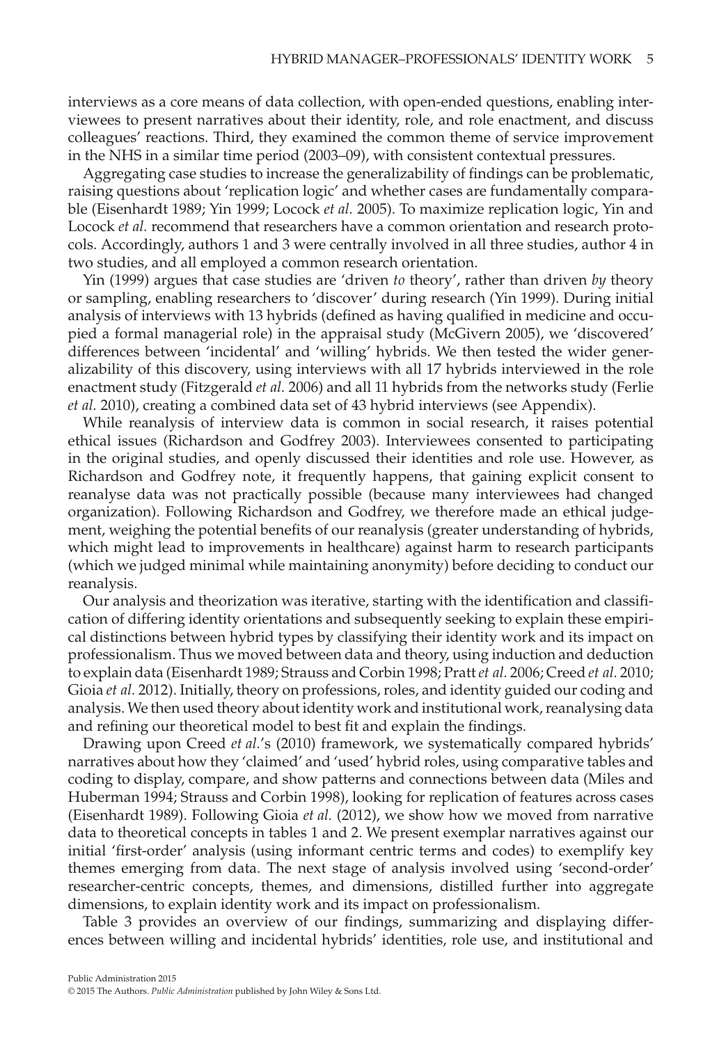interviews as a core means of data collection, with open-ended questions, enabling interviewees to present narratives about their identity, role, and role enactment, and discuss colleagues' reactions. Third, they examined the common theme of service improvement in the NHS in a similar time period (2003–09), with consistent contextual pressures.

Aggregating case studies to increase the generalizability of findings can be problematic, raising questions about 'replication logic' and whether cases are fundamentally comparable (Eisenhardt 1989; Yin 1999; Locock *et al.* 2005). To maximize replication logic, Yin and Locock *et al.* recommend that researchers have a common orientation and research protocols. Accordingly, authors 1 and 3 were centrally involved in all three studies, author 4 in two studies, and all employed a common research orientation.

Yin (1999) argues that case studies are 'driven *to* theory', rather than driven *by* theory or sampling, enabling researchers to 'discover' during research (Yin 1999). During initial analysis of interviews with 13 hybrids (defined as having qualified in medicine and occupied a formal managerial role) in the appraisal study (McGivern 2005), we 'discovered' differences between 'incidental' and 'willing' hybrids. We then tested the wider generalizability of this discovery, using interviews with all 17 hybrids interviewed in the role enactment study (Fitzgerald *et al.* 2006) and all 11 hybrids from the networks study (Ferlie *et al.* 2010), creating a combined data set of 43 hybrid interviews (see Appendix).

While reanalysis of interview data is common in social research, it raises potential ethical issues (Richardson and Godfrey 2003). Interviewees consented to participating in the original studies, and openly discussed their identities and role use. However, as Richardson and Godfrey note, it frequently happens, that gaining explicit consent to reanalyse data was not practically possible (because many interviewees had changed organization). Following Richardson and Godfrey, we therefore made an ethical judgement, weighing the potential benefits of our reanalysis (greater understanding of hybrids, which might lead to improvements in healthcare) against harm to research participants (which we judged minimal while maintaining anonymity) before deciding to conduct our reanalysis.

Our analysis and theorization was iterative, starting with the identification and classification of differing identity orientations and subsequently seeking to explain these empirical distinctions between hybrid types by classifying their identity work and its impact on professionalism. Thus we moved between data and theory, using induction and deduction to explain data (Eisenhardt 1989; Strauss and Corbin 1998; Pratt *et al.* 2006; Creed *et al.* 2010; Gioia *et al.* 2012). Initially, theory on professions, roles, and identity guided our coding and analysis. We then used theory about identity work and institutional work, reanalysing data and refining our theoretical model to best fit and explain the findings.

Drawing upon Creed *et al.*'s (2010) framework, we systematically compared hybrids' narratives about how they 'claimed' and 'used' hybrid roles, using comparative tables and coding to display, compare, and show patterns and connections between data (Miles and Huberman 1994; Strauss and Corbin 1998), looking for replication of features across cases (Eisenhardt 1989). Following Gioia *et al.* (2012), we show how we moved from narrative data to theoretical concepts in tables 1 and 2. We present exemplar narratives against our initial 'first-order' analysis (using informant centric terms and codes) to exemplify key themes emerging from data. The next stage of analysis involved using 'second-order' researcher-centric concepts, themes, and dimensions, distilled further into aggregate dimensions, to explain identity work and its impact on professionalism.

Table 3 provides an overview of our findings, summarizing and displaying differences between willing and incidental hybrids' identities, role use, and institutional and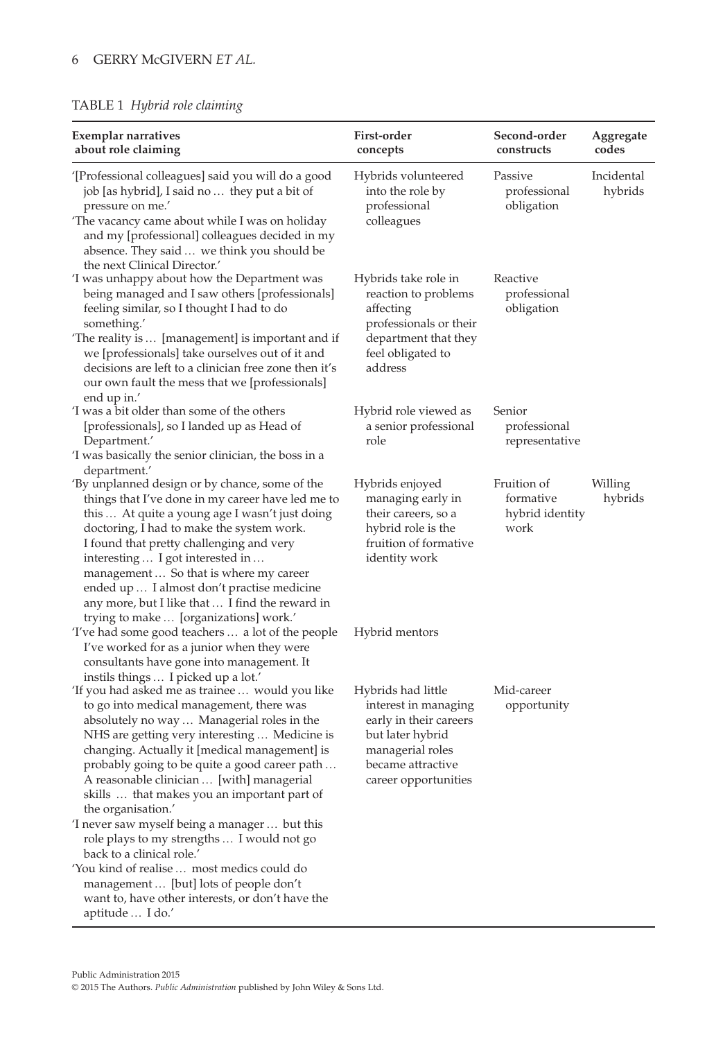TABLE 1 *Hybrid role claiming*

| Exemplar narratives about role claiming | First-order concepts | Second-order constructs | Aggregate codes |
|---|---|---|---|
| '[Professional colleagues] said you will do a good job [as hybrid], I said no … they put a bit of pressure on me.' 'The vacancy came about while I was on holiday and my [professional] colleagues decided in my absence. They said … we think you should be the next Clinical Director.' | Hybrids volunteered into the role by professional colleagues | Passive professional obligation | Incidental hybrids |
| 'I was unhappy about how the Department was being managed and I saw others [professionals] feeling similar, so I thought I had to do something.' 'The reality is … [management] is important and if we [professionals] take ourselves out of it and decisions are left to a clinician free zone then it's our own fault the mess that we [professionals] end up in.' | Hybrids take role in reaction to problems affecting professionals or their department that they feel obligated to address | Reactive professional obligation | |
| 'I was a bit older than some of the others [professionals], so I landed up as Head of Department.' 'I was basically the senior clinician, the boss in a department.' | Hybrid role viewed as a senior professional role | Senior professional representative | |
| 'By unplanned design or by chance, some of the things that I've done in my career have led me to this … At quite a young age I wasn't just doing doctoring, I had to make the system work. I found that pretty challenging and very interesting … I got interested in … management … So that is where my career ended up … I almost don't practise medicine any more, but I like that … I find the reward in trying to make … [organizations] work.' | Hybrids enjoyed managing early in their careers, so a hybrid role is the fruition of formative identity work | Fruition of formative hybrid identity work | Willing hybrids |
| 'I've had some good teachers … a lot of the people I've worked for as a junior when they were consultants have gone into management. It instils things … I picked up a lot.' | Hybrid mentors | | |
| 'If you had asked me as trainee … would you like to go into medical management, there was absolutely no way … Managerial roles in the NHS are getting very interesting … Medicine is changing. Actually it [medical management] is probably going to be quite a good career path … A reasonable clinician … [with] managerial skills … that makes you an important part of the organisation.' 'I never saw myself being a manager … but this role plays to my strengths … I would not go back to a clinical role.' 'You kind of realise … most medics could do management … [but] lots of people don't want to, have other interests, or don't have the aptitude … I do.' | Hybrids had little interest in managing early in their careers but later hybrid managerial roles became attractive career opportunities | Mid-career opportunity | |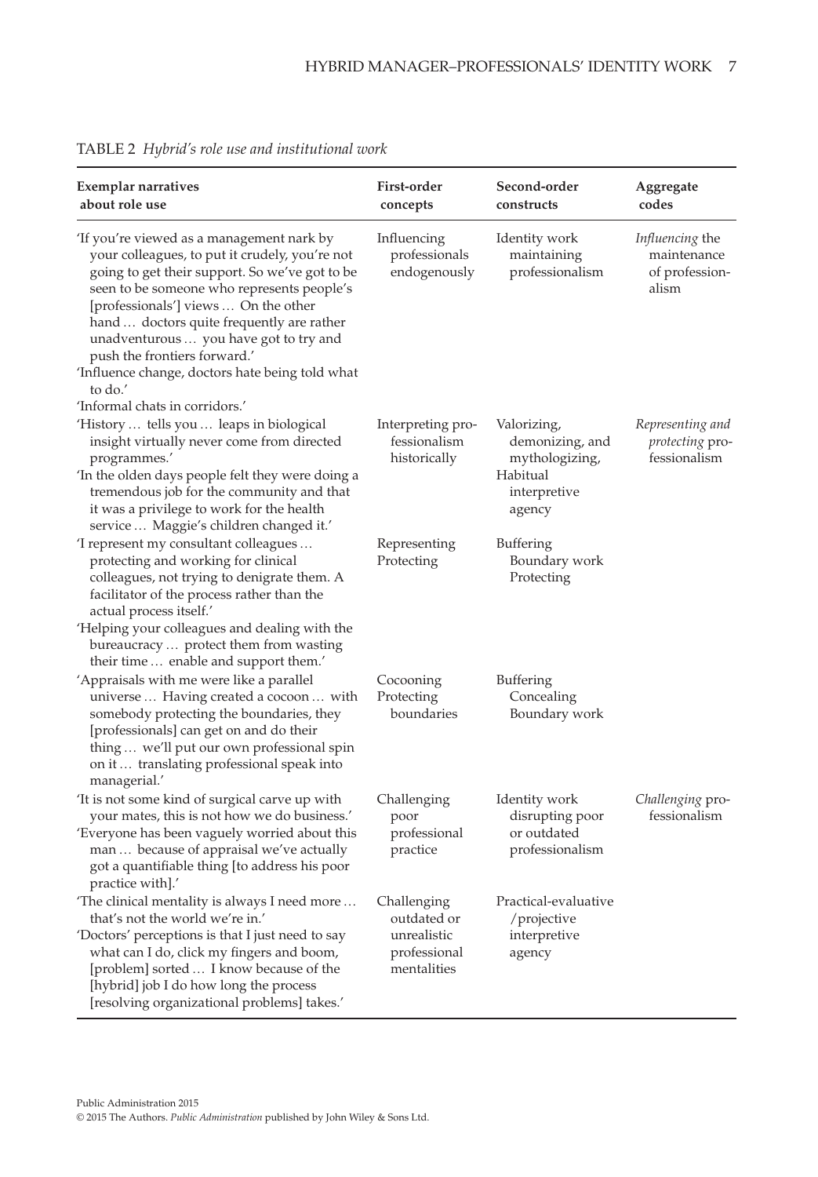TABLE 2 *Hybrid's role use and institutional work*

| Exemplar narratives about role use | First-order concepts | Second-order constructs | Aggregate codes |
|---|---|---|---|
| 'If you're viewed as a management nark by your colleagues, to put it crudely, you're not going to get their support. So we've got to be seen to be someone who represents people's [professionals'] views … On the other hand … doctors quite frequently are rather unadventurous … you have got to try and push the frontiers forward.' 'Influence change, doctors hate being told what to do.' 'Informal chats in corridors.' | Influencing professionals endogenously | Identity work maintaining professionalism | *Influencing* the maintenance of professionalism |
| 'History … tells you … leaps in biological insight virtually never come from directed programmes.' 'In the olden days people felt they were doing a tremendous job for the community and that it was a privilege to work for the health service … Maggie's children changed it.' | Interpreting professionalism historically | Valorizing, demonizing, and mythologizing, Habitual interpretive agency | *Representing and protecting* professionalism |
| 'I represent my consultant colleagues … protecting and working for clinical colleagues, not trying to denigrate them. A facilitator of the process rather than the actual process itself.' 'Helping your colleagues and dealing with the bureaucracy … protect them from wasting their time … enable and support them.' | Representing Protecting | Buffering Boundary work Protecting | |
| 'Appraisals with me were like a parallel universe … Having created a cocoon … with somebody protecting the boundaries, they [professionals] can get on and do their thing … we'll put our own professional spin on it … translating professional speak into managerial.' | Cocooning Protecting boundaries | Buffering Concealing Boundary work | |
| 'It is not some kind of surgical carve up with your mates, this is not how we do business.' 'Everyone has been vaguely worried about this man … because of appraisal we've actually got a quantifiable thing [to address his poor practice with].' | Challenging poor professional practice | Identity work disrupting poor or outdated professionalism | *Challenging* professionalism |
| 'The clinical mentality is always I need more … that's not the world we're in.' 'Doctors' perceptions is that I just need to say what can I do, click my fingers and boom, [problem] sorted … I know because of the [hybrid] job I do how long the process [resolving organizational problems] takes.' | Challenging outdated or unrealistic professional mentalities | Practical-evaluative /projective interpretive agency | |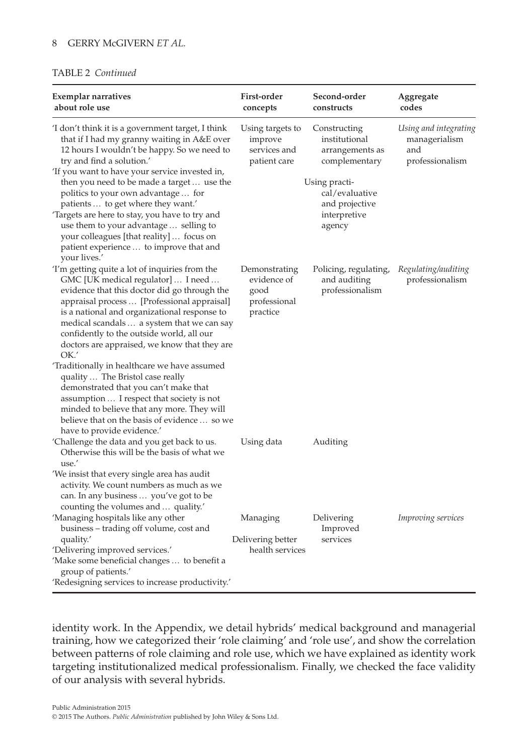TABLE 2 *Continued*

| Exemplar narratives about role use | First-order concepts | Second-order constructs | Aggregate codes |
|---|---|---|---|
| 'I don't think it is a government target, I think that if I had my granny waiting in A&E over 12 hours I wouldn't be happy. So we need to try and find a solution.' 'If you want to have your service invested in, then you need to be made a target … use the politics to your own advantage … for patients … to get where they want.' 'Targets are here to stay, you have to try and use them to your advantage … selling to your colleagues [that reality] … focus on patient experience … to improve that and your lives.' | Using targets to improve services and patient care | Constructing institutional arrangements as complementary<br>Using practical/evaluative and projective interpretive agency | *Using and integrating managerialism and professionalism* |
| 'I'm getting quite a lot of inquiries from the GMC [UK medical regulator] … I need … evidence that this doctor did go through the appraisal process … [Professional appraisal] is a national and organizational response to medical scandals … a system that we can say confidently to the outside world, all our doctors are appraised, we know that they are OK.' 'Traditionally in healthcare we have assumed quality … The Bristol case really demonstrated that you can't make that assumption … I respect that society is not minded to believe that any more. They will believe that on the basis of evidence … so we have to provide evidence.' | Demonstrating evidence of good professional practice | Policing, regulating, and auditing professionalism | *Regulating/auditing professionalism* |
| 'Challenge the data and you get back to us. Otherwise this will be the basis of what we use.' 'We insist that every single area has audit activity. We count numbers as much as we can. In any business … you've got to be counting the volumes and … quality.' | Using data | Auditing | |
| 'Managing hospitals like any other business – trading off volume, cost and quality.' 'Delivering improved services.' 'Make some beneficial changes … to benefit a group of patients.' 'Redesigning services to increase productivity.' | Managing<br>Delivering better health services | Delivering Improved services | *Improving services* |

identity work. In the Appendix, we detail hybrids' medical background and managerial training, how we categorized their 'role claiming' and 'role use', and show the correlation between patterns of role claiming and role use, which we have explained as identity work targeting institutionalized medical professionalism. Finally, we checked the face validity of our analysis with several hybrids.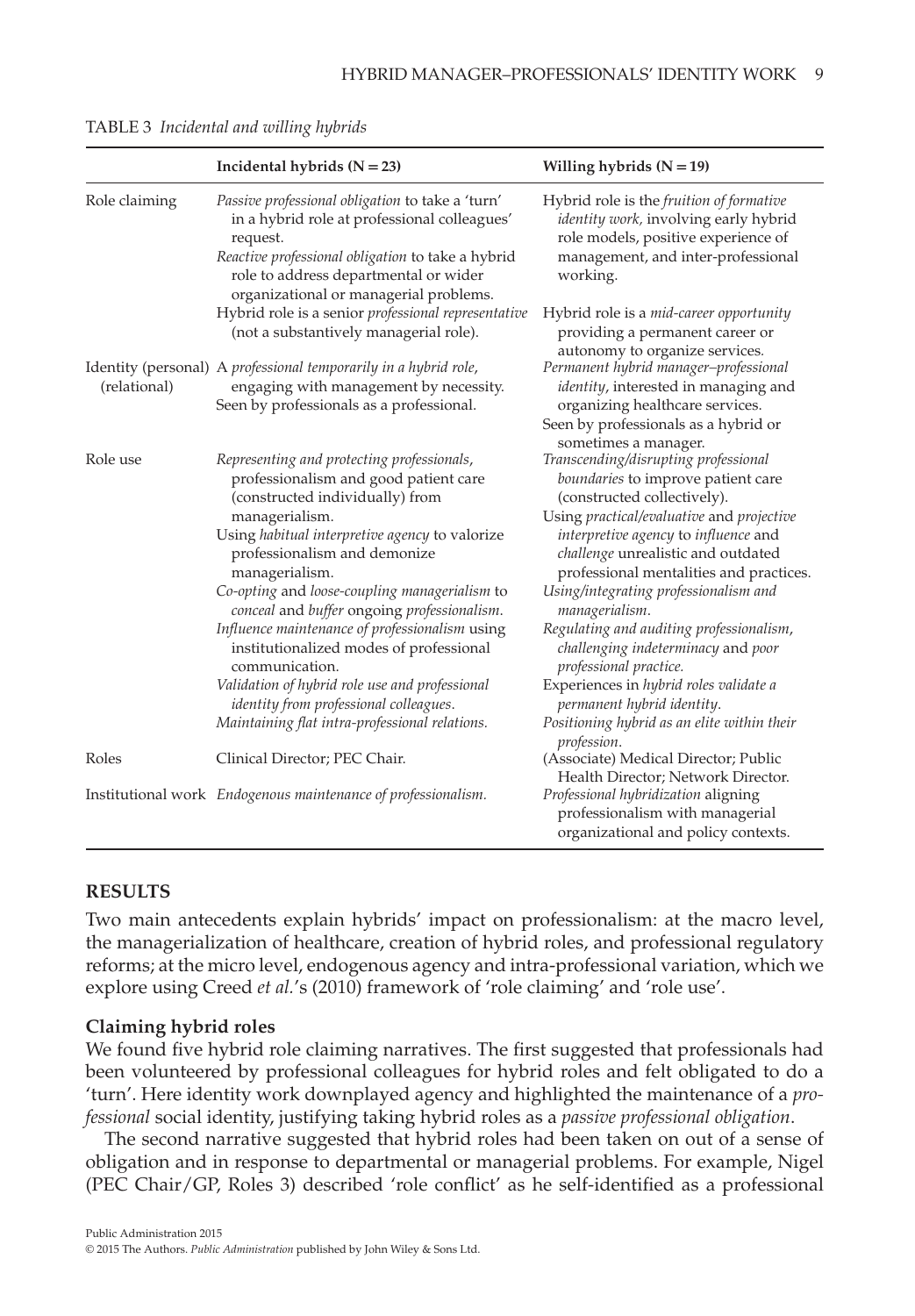TABLE 3 *Incidental and willing hybrids*

| | Incidental hybrids (N = 23) | Willing hybrids (N = 19) |
|---|---|---|
| Role claiming | *Passive professional obligation* to take a 'turn' in a hybrid role at professional colleagues' request. *Reactive professional obligation* to take a hybrid role to address departmental or wider organizational or managerial problems. Hybrid role is a senior *professional representative* (not a substantively managerial role). | Hybrid role is the *fruition of formative identity work,* involving early hybrid role models, positive experience of management, and inter-professional working. Hybrid role is a *mid-career opportunity* providing a permanent career or autonomy to organize services. |
| Identity (personal) (relational) | A *professional temporarily in a hybrid role*, engaging with management by necessity. Seen by professionals as a professional. | *Permanent hybrid manager–professional identity*, interested in managing and organizing healthcare services. Seen by professionals as a hybrid or sometimes a manager. |
| Role use | *Representing and protecting professionals*, professionalism and good patient care (constructed individually) from managerialism. Using *habitual interpretive agency* to valorize professionalism and demonize managerialism. *Co-opting* and *loose-coupling managerialism* to *conceal* and *buffer* ongoing *professionalism*. *Influence maintenance of professionalism* using institutionalized modes of professional communication. *Validation of hybrid role use and professional identity from professional colleagues*. *Maintaining flat intra-professional relations.* | *Transcending/disrupting professional boundaries* to improve patient care (constructed collectively). Using *practical/evaluative* and *projective interpretive agency* to *influence* and *challenge* unrealistic and outdated professional mentalities and practices. *Using/integrating professionalism and managerialism*. *Regulating and auditing professionalism*, *challenging indeterminacy* and *poor professional practice.* Experiences in *hybrid roles validate a permanent hybrid identity*. *Positioning hybrid as an elite within their profession*. |
| Roles | Clinical Director; PEC Chair. | (Associate) Medical Director; Public Health Director; Network Director. |
| Institutional work | *Endogenous maintenance of professionalism.* | *Professional hybridization* aligning professionalism with managerial organizational and policy contexts. |

## RESULTS

Two main antecedents explain hybrids' impact on professionalism: at the macro level, the managerialization of healthcare, creation of hybrid roles, and professional regulatory reforms; at the micro level, endogenous agency and intra-professional variation, which we explore using Creed *et al.*'s (2010) framework of 'role claiming' and 'role use'.

### Claiming hybrid roles

We found five hybrid role claiming narratives. The first suggested that professionals had been volunteered by professional colleagues for hybrid roles and felt obligated to do a 'turn'. Here identity work downplayed agency and highlighted the maintenance of a *professional* social identity, justifying taking hybrid roles as a *passive professional obligation*.

The second narrative suggested that hybrid roles had been taken on out of a sense of obligation and in response to departmental or managerial problems. For example, Nigel (PEC Chair/GP, Roles 3) described 'role conflict' as he self-identified as a professional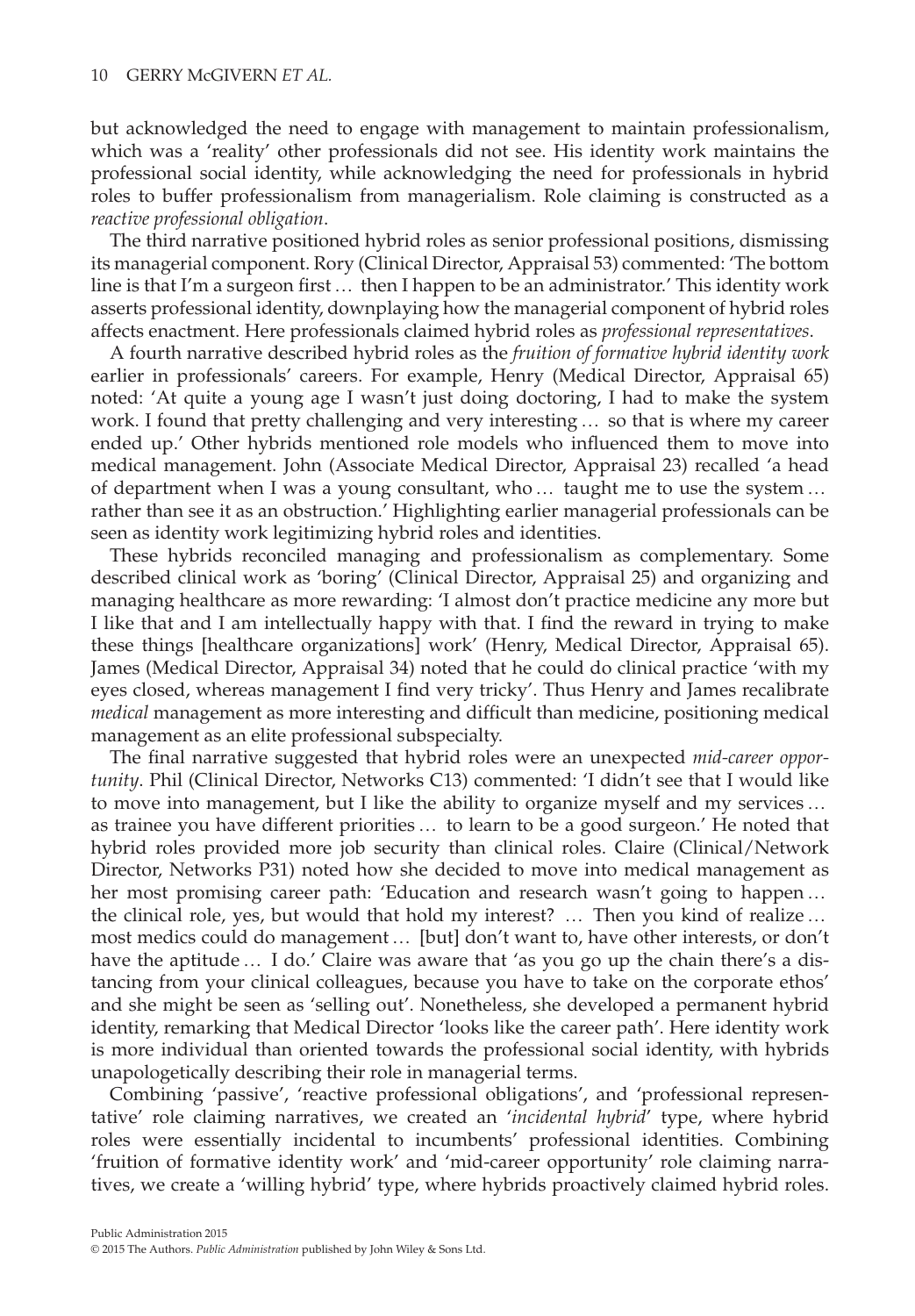but acknowledged the need to engage with management to maintain professionalism, which was a 'reality' other professionals did not see. His identity work maintains the professional social identity, while acknowledging the need for professionals in hybrid roles to buffer professionalism from managerialism. Role claiming is constructed as a *reactive professional obligation*.

The third narrative positioned hybrid roles as senior professional positions, dismissing its managerial component. Rory (Clinical Director, Appraisal 53) commented: 'The bottom line is that I'm a surgeon first … then I happen to be an administrator.' This identity work asserts professional identity, downplaying how the managerial component of hybrid roles affects enactment. Here professionals claimed hybrid roles as *professional representatives*.

A fourth narrative described hybrid roles as the *fruition of formative hybrid identity work* earlier in professionals' careers. For example, Henry (Medical Director, Appraisal 65) noted: 'At quite a young age I wasn't just doing doctoring, I had to make the system work. I found that pretty challenging and very interesting … so that is where my career ended up.' Other hybrids mentioned role models who influenced them to move into medical management. John (Associate Medical Director, Appraisal 23) recalled 'a head of department when I was a young consultant, who … taught me to use the system … rather than see it as an obstruction.' Highlighting earlier managerial professionals can be seen as identity work legitimizing hybrid roles and identities.

These hybrids reconciled managing and professionalism as complementary. Some described clinical work as 'boring' (Clinical Director, Appraisal 25) and organizing and managing healthcare as more rewarding: 'I almost don't practice medicine any more but I like that and I am intellectually happy with that. I find the reward in trying to make these things [healthcare organizations] work' (Henry, Medical Director, Appraisal 65). James (Medical Director, Appraisal 34) noted that he could do clinical practice 'with my eyes closed, whereas management I find very tricky'. Thus Henry and James recalibrate *medical* management as more interesting and difficult than medicine, positioning medical management as an elite professional subspecialty.

The final narrative suggested that hybrid roles were an unexpected *mid-career opportunity*. Phil (Clinical Director, Networks C13) commented: 'I didn't see that I would like to move into management, but I like the ability to organize myself and my services … as trainee you have different priorities … to learn to be a good surgeon.' He noted that hybrid roles provided more job security than clinical roles. Claire (Clinical/Network Director, Networks P31) noted how she decided to move into medical management as her most promising career path: 'Education and research wasn't going to happen … the clinical role, yes, but would that hold my interest? … Then you kind of realize … most medics could do management … [but] don't want to, have other interests, or don't have the aptitude … I do.' Claire was aware that 'as you go up the chain there's a distancing from your clinical colleagues, because you have to take on the corporate ethos' and she might be seen as 'selling out'. Nonetheless, she developed a permanent hybrid identity, remarking that Medical Director 'looks like the career path'. Here identity work is more individual than oriented towards the professional social identity, with hybrids unapologetically describing their role in managerial terms.

Combining 'passive', 'reactive professional obligations', and 'professional representative' role claiming narratives, we created an '*incidental hybrid*' type, where hybrid roles were essentially incidental to incumbents' professional identities. Combining 'fruition of formative identity work' and 'mid-career opportunity' role claiming narratives, we create a 'willing hybrid' type, where hybrids proactively claimed hybrid roles.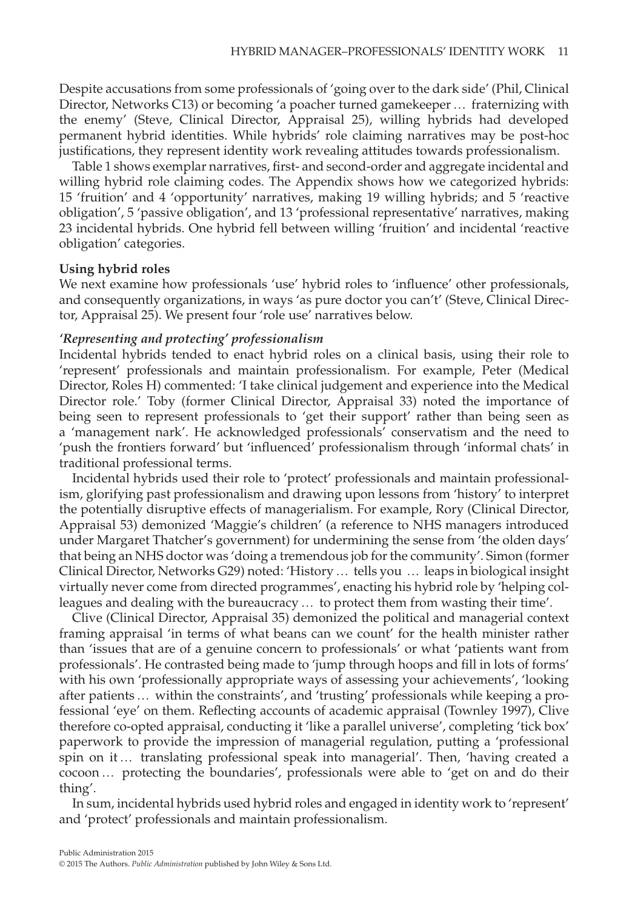Despite accusations from some professionals of 'going over to the dark side' (Phil, Clinical Director, Networks C13) or becoming 'a poacher turned gamekeeper … fraternizing with the enemy' (Steve, Clinical Director, Appraisal 25), willing hybrids had developed permanent hybrid identities. While hybrids' role claiming narratives may be post-hoc justifications, they represent identity work revealing attitudes towards professionalism.

Table 1 shows exemplar narratives, first- and second-order and aggregate incidental and willing hybrid role claiming codes. The Appendix shows how we categorized hybrids: 15 'fruition' and 4 'opportunity' narratives, making 19 willing hybrids; and 5 'reactive obligation', 5 'passive obligation', and 13 'professional representative' narratives, making 23 incidental hybrids. One hybrid fell between willing 'fruition' and incidental 'reactive obligation' categories.

**Using hybrid roles**

We next examine how professionals 'use' hybrid roles to 'influence' other professionals, and consequently organizations, in ways 'as pure doctor you can't' (Steve, Clinical Director, Appraisal 25). We present four 'role use' narratives below.

***'Representing and protecting' professionalism***

Incidental hybrids tended to enact hybrid roles on a clinical basis, using their role to 'represent' professionals and maintain professionalism. For example, Peter (Medical Director, Roles H) commented: 'I take clinical judgement and experience into the Medical Director role.' Toby (former Clinical Director, Appraisal 33) noted the importance of being seen to represent professionals to 'get their support' rather than being seen as a 'management nark'. He acknowledged professionals' conservatism and the need to 'push the frontiers forward' but 'influenced' professionalism through 'informal chats' in traditional professional terms.

Incidental hybrids used their role to 'protect' professionals and maintain professionalism, glorifying past professionalism and drawing upon lessons from 'history' to interpret the potentially disruptive effects of managerialism. For example, Rory (Clinical Director, Appraisal 53) demonized 'Maggie's children' (a reference to NHS managers introduced under Margaret Thatcher's government) for undermining the sense from 'the olden days' that being an NHS doctor was 'doing a tremendous job for the community'. Simon (former Clinical Director, Networks G29) noted: 'History … tells you … leaps in biological insight virtually never come from directed programmes', enacting his hybrid role by 'helping colleagues and dealing with the bureaucracy … to protect them from wasting their time'.

Clive (Clinical Director, Appraisal 35) demonized the political and managerial context framing appraisal 'in terms of what beans can we count' for the health minister rather than 'issues that are of a genuine concern to professionals' or what 'patients want from professionals'. He contrasted being made to 'jump through hoops and fill in lots of forms' with his own 'professionally appropriate ways of assessing your achievements', 'looking after patients … within the constraints', and 'trusting' professionals while keeping a professional 'eye' on them. Reflecting accounts of academic appraisal (Townley 1997), Clive therefore co-opted appraisal, conducting it 'like a parallel universe', completing 'tick box' paperwork to provide the impression of managerial regulation, putting a 'professional spin on it … translating professional speak into managerial'. Then, 'having created a cocoon … protecting the boundaries', professionals were able to 'get on and do their thing'.

In sum, incidental hybrids used hybrid roles and engaged in identity work to 'represent' and 'protect' professionals and maintain professionalism.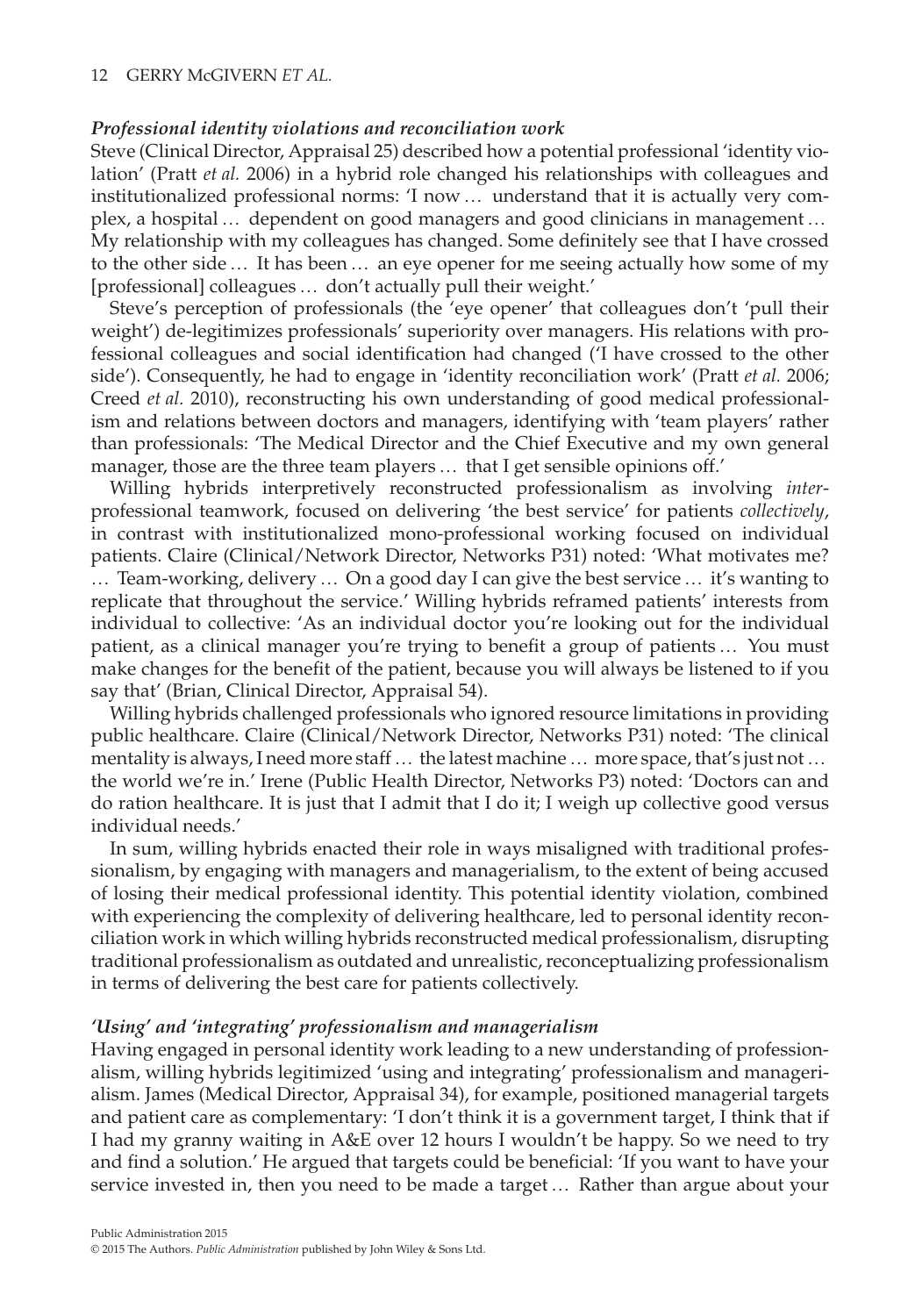### *Professional identity violations and reconciliation work*

Steve (Clinical Director, Appraisal 25) described how a potential professional 'identity violation' (Pratt *et al.* 2006) in a hybrid role changed his relationships with colleagues and institutionalized professional norms: 'I now … understand that it is actually very complex, a hospital … dependent on good managers and good clinicians in management … My relationship with my colleagues has changed. Some definitely see that I have crossed to the other side … It has been … an eye opener for me seeing actually how some of my [professional] colleagues … don't actually pull their weight.'

Steve's perception of professionals (the 'eye opener' that colleagues don't 'pull their weight') de-legitimizes professionals' superiority over managers. His relations with professional colleagues and social identification had changed ('I have crossed to the other side'). Consequently, he had to engage in 'identity reconciliation work' (Pratt *et al.* 2006; Creed *et al.* 2010), reconstructing his own understanding of good medical professionalism and relations between doctors and managers, identifying with 'team players' rather than professionals: 'The Medical Director and the Chief Executive and my own general manager, those are the three team players … that I get sensible opinions off.'

Willing hybrids interpretively reconstructed professionalism as involving *inter*-professional teamwork, focused on delivering 'the best service' for patients *collectively*, in contrast with institutionalized mono-professional working focused on individual patients. Claire (Clinical/Network Director, Networks P31) noted: 'What motivates me? … Team-working, delivery … On a good day I can give the best service … it's wanting to replicate that throughout the service.' Willing hybrids reframed patients' interests from individual to collective: 'As an individual doctor you're looking out for the individual patient, as a clinical manager you're trying to benefit a group of patients … You must make changes for the benefit of the patient, because you will always be listened to if you say that' (Brian, Clinical Director, Appraisal 54).

Willing hybrids challenged professionals who ignored resource limitations in providing public healthcare. Claire (Clinical/Network Director, Networks P31) noted: 'The clinical mentality is always, I need more staff … the latest machine … more space, that's just not … the world we're in.' Irene (Public Health Director, Networks P3) noted: 'Doctors can and do ration healthcare. It is just that I admit that I do it; I weigh up collective good versus individual needs.'

In sum, willing hybrids enacted their role in ways misaligned with traditional professionalism, by engaging with managers and managerialism, to the extent of being accused of losing their medical professional identity. This potential identity violation, combined with experiencing the complexity of delivering healthcare, led to personal identity reconciliation work in which willing hybrids reconstructed medical professionalism, disrupting traditional professionalism as outdated and unrealistic, reconceptualizing professionalism in terms of delivering the best care for patients collectively.

### *'Using' and 'integrating' professionalism and managerialism*

Having engaged in personal identity work leading to a new understanding of professionalism, willing hybrids legitimized 'using and integrating' professionalism and managerialism. James (Medical Director, Appraisal 34), for example, positioned managerial targets and patient care as complementary: 'I don't think it is a government target, I think that if I had my granny waiting in A&E over 12 hours I wouldn't be happy. So we need to try and find a solution.' He argued that targets could be beneficial: 'If you want to have your service invested in, then you need to be made a target … Rather than argue about your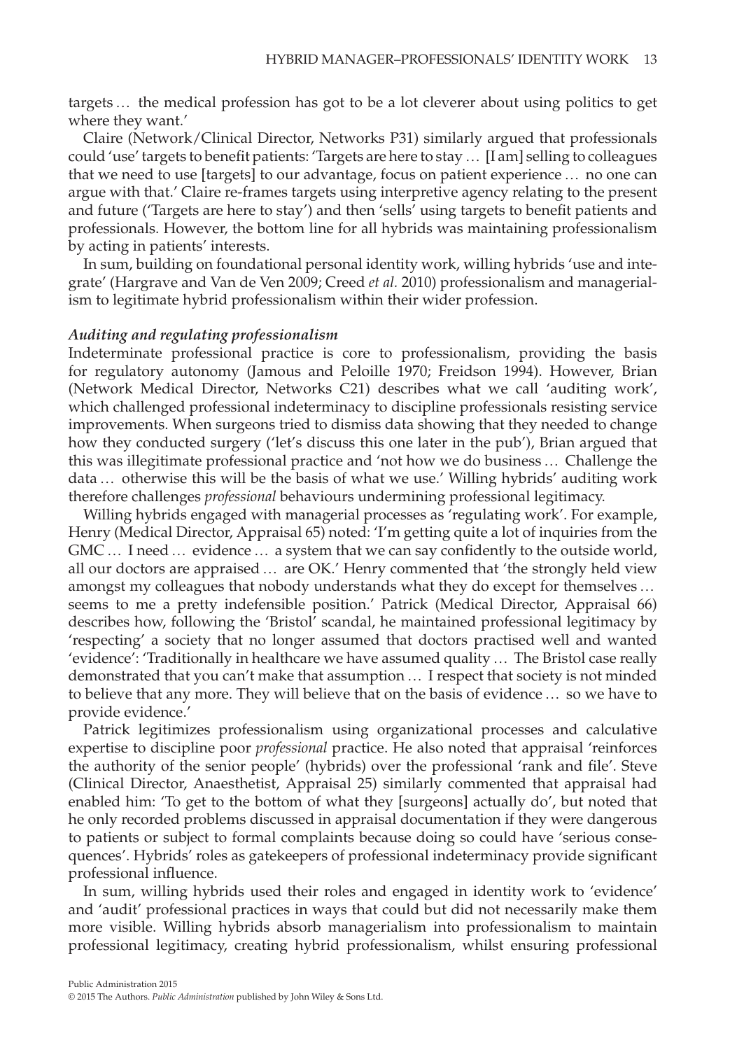targets … the medical profession has got to be a lot cleverer about using politics to get where they want.'

Claire (Network/Clinical Director, Networks P31) similarly argued that professionals could 'use' targets to benefit patients: 'Targets are here to stay … [I am] selling to colleagues that we need to use [targets] to our advantage, focus on patient experience … no one can argue with that.' Claire re-frames targets using interpretive agency relating to the present and future ('Targets are here to stay') and then 'sells' using targets to benefit patients and professionals. However, the bottom line for all hybrids was maintaining professionalism by acting in patients' interests.

In sum, building on foundational personal identity work, willing hybrids 'use and integrate' (Hargrave and Van de Ven 2009; Creed *et al.* 2010) professionalism and managerialism to legitimate hybrid professionalism within their wider profession.

### *Auditing and regulating professionalism*

Indeterminate professional practice is core to professionalism, providing the basis for regulatory autonomy (Jamous and Peloille 1970; Freidson 1994). However, Brian (Network Medical Director, Networks C21) describes what we call 'auditing work', which challenged professional indeterminacy to discipline professionals resisting service improvements. When surgeons tried to dismiss data showing that they needed to change how they conducted surgery ('let's discuss this one later in the pub'), Brian argued that this was illegitimate professional practice and 'not how we do business … Challenge the data … otherwise this will be the basis of what we use.' Willing hybrids' auditing work therefore challenges *professional* behaviours undermining professional legitimacy.

Willing hybrids engaged with managerial processes as 'regulating work'. For example, Henry (Medical Director, Appraisal 65) noted: 'I'm getting quite a lot of inquiries from the GMC … I need … evidence … a system that we can say confidently to the outside world, all our doctors are appraised … are OK.' Henry commented that 'the strongly held view amongst my colleagues that nobody understands what they do except for themselves … seems to me a pretty indefensible position.' Patrick (Medical Director, Appraisal 66) describes how, following the 'Bristol' scandal, he maintained professional legitimacy by 'respecting' a society that no longer assumed that doctors practised well and wanted 'evidence': 'Traditionally in healthcare we have assumed quality … The Bristol case really demonstrated that you can't make that assumption … I respect that society is not minded to believe that any more. They will believe that on the basis of evidence … so we have to provide evidence.'

Patrick legitimizes professionalism using organizational processes and calculative expertise to discipline poor *professional* practice. He also noted that appraisal 'reinforces the authority of the senior people' (hybrids) over the professional 'rank and file'. Steve (Clinical Director, Anaesthetist, Appraisal 25) similarly commented that appraisal had enabled him: 'To get to the bottom of what they [surgeons] actually do', but noted that he only recorded problems discussed in appraisal documentation if they were dangerous to patients or subject to formal complaints because doing so could have 'serious consequences'. Hybrids' roles as gatekeepers of professional indeterminacy provide significant professional influence.

In sum, willing hybrids used their roles and engaged in identity work to 'evidence' and 'audit' professional practices in ways that could but did not necessarily make them more visible. Willing hybrids absorb managerialism into professionalism to maintain professional legitimacy, creating hybrid professionalism, whilst ensuring professional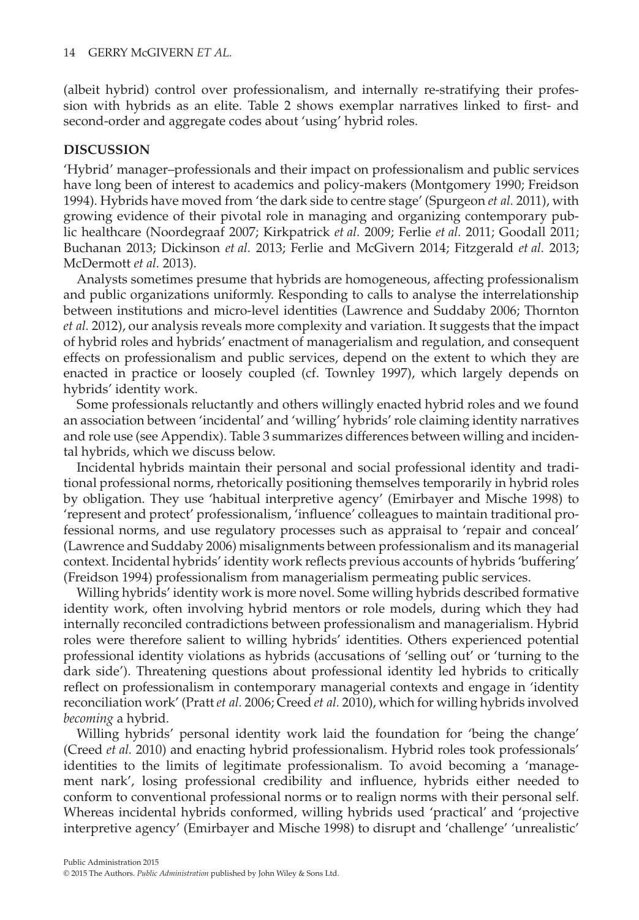(albeit hybrid) control over professionalism, and internally re-stratifying their profession with hybrids as an elite. Table 2 shows exemplar narratives linked to first- and second-order and aggregate codes about 'using' hybrid roles.

## DISCUSSION

'Hybrid' manager–professionals and their impact on professionalism and public services have long been of interest to academics and policy-makers (Montgomery 1990; Freidson 1994). Hybrids have moved from 'the dark side to centre stage' (Spurgeon *et al.* 2011), with growing evidence of their pivotal role in managing and organizing contemporary public healthcare (Noordegraaf 2007; Kirkpatrick *et al.* 2009; Ferlie *et al.* 2011; Goodall 2011; Buchanan 2013; Dickinson *et al.* 2013; Ferlie and McGivern 2014; Fitzgerald *et al.* 2013; McDermott *et al.* 2013).

Analysts sometimes presume that hybrids are homogeneous, affecting professionalism and public organizations uniformly. Responding to calls to analyse the interrelationship between institutions and micro-level identities (Lawrence and Suddaby 2006; Thornton *et al.* 2012), our analysis reveals more complexity and variation. It suggests that the impact of hybrid roles and hybrids' enactment of managerialism and regulation, and consequent effects on professionalism and public services, depend on the extent to which they are enacted in practice or loosely coupled (cf. Townley 1997), which largely depends on hybrids' identity work.

Some professionals reluctantly and others willingly enacted hybrid roles and we found an association between 'incidental' and 'willing' hybrids' role claiming identity narratives and role use (see Appendix). Table 3 summarizes differences between willing and incidental hybrids, which we discuss below.

Incidental hybrids maintain their personal and social professional identity and traditional professional norms, rhetorically positioning themselves temporarily in hybrid roles by obligation. They use 'habitual interpretive agency' (Emirbayer and Mische 1998) to 'represent and protect' professionalism, 'influence' colleagues to maintain traditional professional norms, and use regulatory processes such as appraisal to 'repair and conceal' (Lawrence and Suddaby 2006) misalignments between professionalism and its managerial context. Incidental hybrids' identity work reflects previous accounts of hybrids 'buffering' (Freidson 1994) professionalism from managerialism permeating public services.

Willing hybrids' identity work is more novel. Some willing hybrids described formative identity work, often involving hybrid mentors or role models, during which they had internally reconciled contradictions between professionalism and managerialism. Hybrid roles were therefore salient to willing hybrids' identities. Others experienced potential professional identity violations as hybrids (accusations of 'selling out' or 'turning to the dark side'). Threatening questions about professional identity led hybrids to critically reflect on professionalism in contemporary managerial contexts and engage in 'identity reconciliation work' (Pratt *et al.* 2006; Creed *et al.* 2010), which for willing hybrids involved *becoming* a hybrid.

Willing hybrids' personal identity work laid the foundation for 'being the change' (Creed *et al.* 2010) and enacting hybrid professionalism. Hybrid roles took professionals' identities to the limits of legitimate professionalism. To avoid becoming a 'management nark', losing professional credibility and influence, hybrids either needed to conform to conventional professional norms or to realign norms with their personal self. Whereas incidental hybrids conformed, willing hybrids used 'practical' and 'projective interpretive agency' (Emirbayer and Mische 1998) to disrupt and 'challenge' 'unrealistic'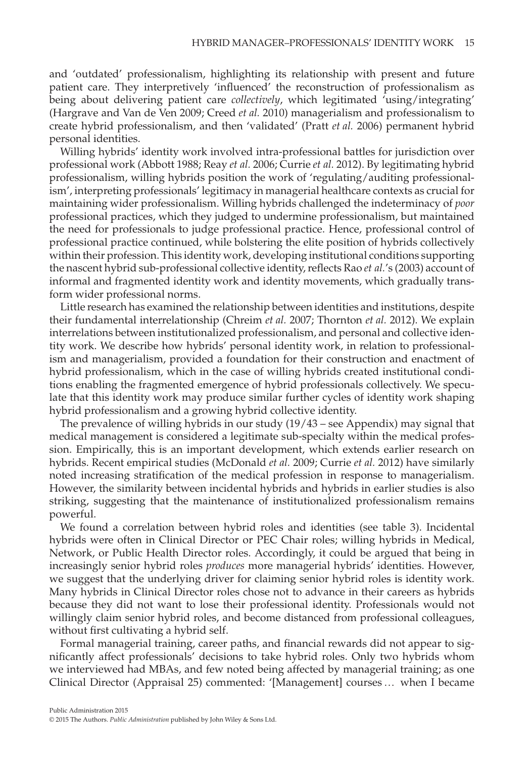and 'outdated' professionalism, highlighting its relationship with present and future patient care. They interpretively 'influenced' the reconstruction of professionalism as being about delivering patient care *collectively*, which legitimated 'using/integrating' (Hargrave and Van de Ven 2009; Creed *et al.* 2010) managerialism and professionalism to create hybrid professionalism, and then 'validated' (Pratt *et al.* 2006) permanent hybrid personal identities.

Willing hybrids' identity work involved intra-professional battles for jurisdiction over professional work (Abbott 1988; Reay *et al.* 2006; Currie *et al.* 2012). By legitimating hybrid professionalism, willing hybrids position the work of 'regulating/auditing professionalism', interpreting professionals' legitimacy in managerial healthcare contexts as crucial for maintaining wider professionalism. Willing hybrids challenged the indeterminacy of *poor* professional practices, which they judged to undermine professionalism, but maintained the need for professionals to judge professional practice. Hence, professional control of professional practice continued, while bolstering the elite position of hybrids collectively within their profession. This identity work, developing institutional conditions supporting the nascent hybrid sub-professional collective identity, reflects Rao *et al.*'s (2003) account of informal and fragmented identity work and identity movements, which gradually transform wider professional norms.

Little research has examined the relationship between identities and institutions, despite their fundamental interrelationship (Chreim *et al.* 2007; Thornton *et al.* 2012). We explain interrelations between institutionalized professionalism, and personal and collective identity work. We describe how hybrids' personal identity work, in relation to professionalism and managerialism, provided a foundation for their construction and enactment of hybrid professionalism, which in the case of willing hybrids created institutional conditions enabling the fragmented emergence of hybrid professionals collectively. We speculate that this identity work may produce similar further cycles of identity work shaping hybrid professionalism and a growing hybrid collective identity.

The prevalence of willing hybrids in our study (19/43 – see Appendix) may signal that medical management is considered a legitimate sub-specialty within the medical profession. Empirically, this is an important development, which extends earlier research on hybrids. Recent empirical studies (McDonald *et al.* 2009; Currie *et al.* 2012) have similarly noted increasing stratification of the medical profession in response to managerialism. However, the similarity between incidental hybrids and hybrids in earlier studies is also striking, suggesting that the maintenance of institutionalized professionalism remains powerful.

We found a correlation between hybrid roles and identities (see table 3). Incidental hybrids were often in Clinical Director or PEC Chair roles; willing hybrids in Medical, Network, or Public Health Director roles. Accordingly, it could be argued that being in increasingly senior hybrid roles *produces* more managerial hybrids' identities. However, we suggest that the underlying driver for claiming senior hybrid roles is identity work. Many hybrids in Clinical Director roles chose not to advance in their careers as hybrids because they did not want to lose their professional identity. Professionals would not willingly claim senior hybrid roles, and become distanced from professional colleagues, without first cultivating a hybrid self.

Formal managerial training, career paths, and financial rewards did not appear to significantly affect professionals' decisions to take hybrid roles. Only two hybrids whom we interviewed had MBAs, and few noted being affected by managerial training; as one Clinical Director (Appraisal 25) commented: '[Management] courses … when I became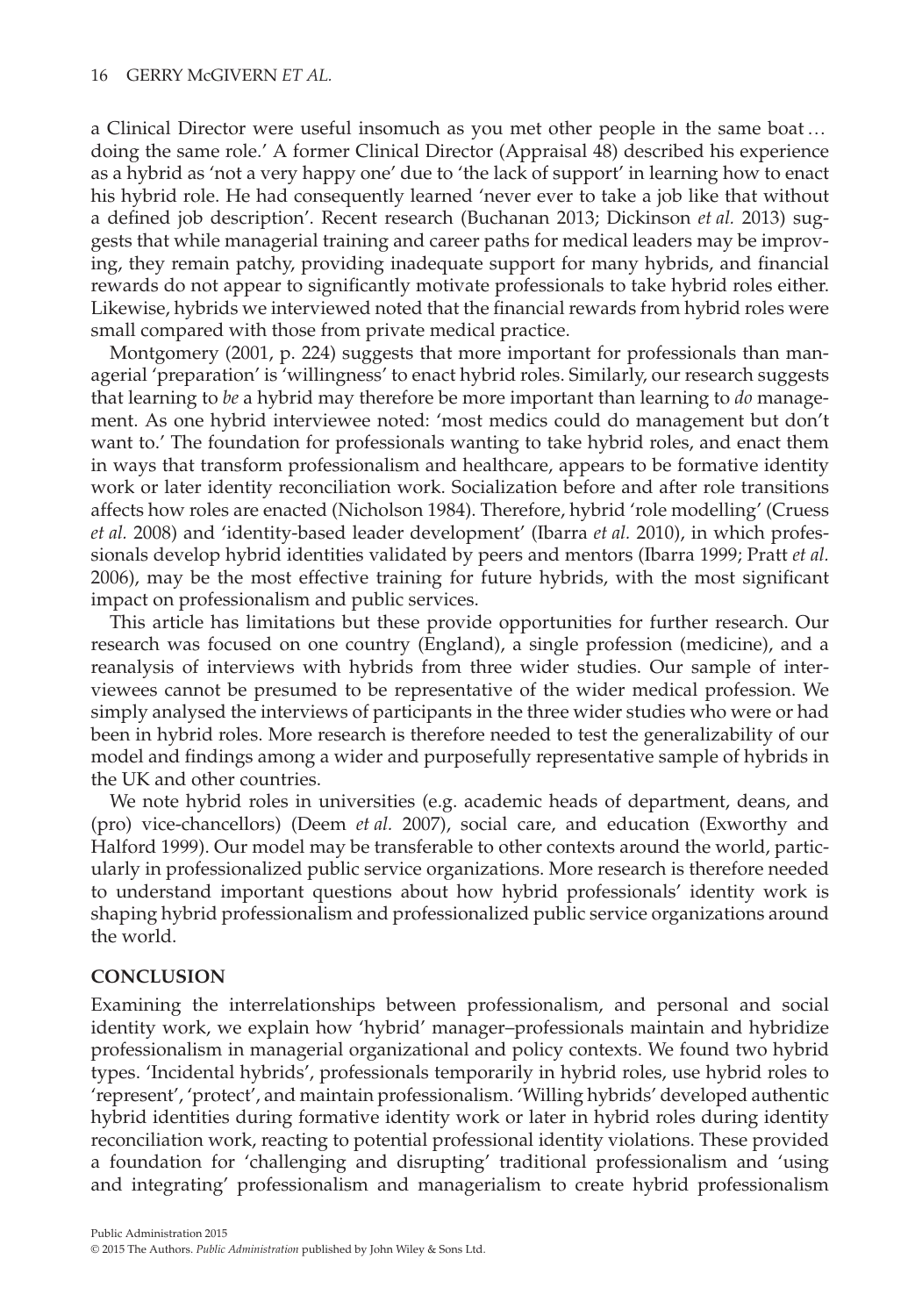a Clinical Director were useful insomuch as you met other people in the same boat … doing the same role.' A former Clinical Director (Appraisal 48) described his experience as a hybrid as 'not a very happy one' due to 'the lack of support' in learning how to enact his hybrid role. He had consequently learned 'never ever to take a job like that without a defined job description'. Recent research (Buchanan 2013; Dickinson *et al.* 2013) suggests that while managerial training and career paths for medical leaders may be improving, they remain patchy, providing inadequate support for many hybrids, and financial rewards do not appear to significantly motivate professionals to take hybrid roles either. Likewise, hybrids we interviewed noted that the financial rewards from hybrid roles were small compared with those from private medical practice.

Montgomery (2001, p. 224) suggests that more important for professionals than managerial 'preparation' is 'willingness' to enact hybrid roles. Similarly, our research suggests that learning to *be* a hybrid may therefore be more important than learning to *do* management. As one hybrid interviewee noted: 'most medics could do management but don't want to.' The foundation for professionals wanting to take hybrid roles, and enact them in ways that transform professionalism and healthcare, appears to be formative identity work or later identity reconciliation work. Socialization before and after role transitions affects how roles are enacted (Nicholson 1984). Therefore, hybrid 'role modelling' (Cruess *et al.* 2008) and 'identity-based leader development' (Ibarra *et al.* 2010), in which professionals develop hybrid identities validated by peers and mentors (Ibarra 1999; Pratt *et al.* 2006), may be the most effective training for future hybrids, with the most significant impact on professionalism and public services.

This article has limitations but these provide opportunities for further research. Our research was focused on one country (England), a single profession (medicine), and a reanalysis of interviews with hybrids from three wider studies. Our sample of interviewees cannot be presumed to be representative of the wider medical profession. We simply analysed the interviews of participants in the three wider studies who were or had been in hybrid roles. More research is therefore needed to test the generalizability of our model and findings among a wider and purposefully representative sample of hybrids in the UK and other countries.

We note hybrid roles in universities (e.g. academic heads of department, deans, and (pro) vice-chancellors) (Deem *et al.* 2007), social care, and education (Exworthy and Halford 1999). Our model may be transferable to other contexts around the world, particularly in professionalized public service organizations. More research is therefore needed to understand important questions about how hybrid professionals' identity work is shaping hybrid professionalism and professionalized public service organizations around the world.

## CONCLUSION

Examining the interrelationships between professionalism, and personal and social identity work, we explain how 'hybrid' manager–professionals maintain and hybridize professionalism in managerial organizational and policy contexts. We found two hybrid types. 'Incidental hybrids', professionals temporarily in hybrid roles, use hybrid roles to 'represent', 'protect', and maintain professionalism. 'Willing hybrids' developed authentic hybrid identities during formative identity work or later in hybrid roles during identity reconciliation work, reacting to potential professional identity violations. These provided a foundation for 'challenging and disrupting' traditional professionalism and 'using and integrating' professionalism and managerialism to create hybrid professionalism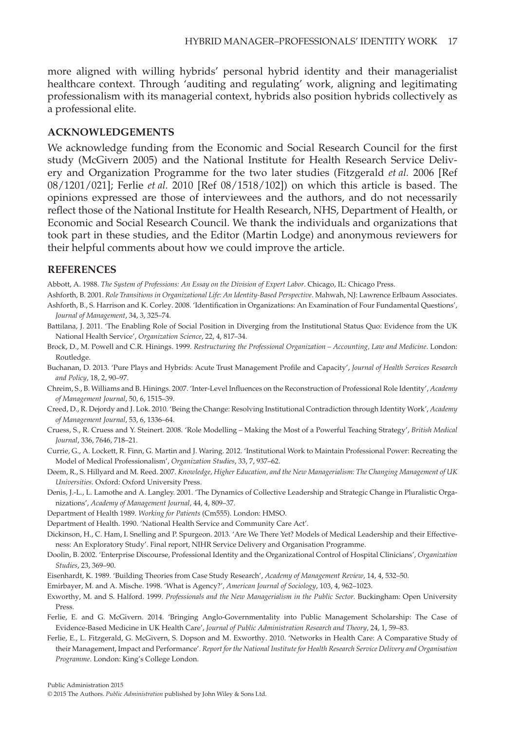more aligned with willing hybrids' personal hybrid identity and their managerialist healthcare context. Through 'auditing and regulating' work, aligning and legitimating professionalism with its managerial context, hybrids also position hybrids collectively as a professional elite.

## ACKNOWLEDGEMENTS

We acknowledge funding from the Economic and Social Research Council for the first study (McGivern 2005) and the National Institute for Health Research Service Delivery and Organization Programme for the two later studies (Fitzgerald *et al.* 2006 [Ref 08/1201/021]; Ferlie *et al.* 2010 [Ref 08/1518/102]) on which this article is based. The opinions expressed are those of interviewees and the authors, and do not necessarily reflect those of the National Institute for Health Research, NHS, Department of Health, or Economic and Social Research Council. We thank the individuals and organizations that took part in these studies, and the Editor (Martin Lodge) and anonymous reviewers for their helpful comments about how we could improve the article.

## REFERENCES

Abbott, A. 1988. *The System of Professions: An Essay on the Division of Expert Labor*. Chicago, IL: Chicago Press.

Ashforth, B. 2001. *Role Transitions in Organizational Life: An Identity-Based Perspective*. Mahwah, NJ: Lawrence Erlbaum Associates.

Ashforth, B., S. Harrison and K. Corley. 2008. 'Identification in Organizations: An Examination of Four Fundamental Questions', *Journal of Management*, 34, 3, 325–74.

Battilana, J. 2011. 'The Enabling Role of Social Position in Diverging from the Institutional Status Quo: Evidence from the UK National Health Service', *Organization Science*, 22, 4, 817–34.

Brock, D., M. Powell and C.R. Hinings. 1999. *Restructuring the Professional Organization – Accounting, Law and Medicine*. London: Routledge.

Buchanan, D. 2013. 'Pure Plays and Hybrids: Acute Trust Management Profile and Capacity', *Journal of Health Services Research and Policy*, 18, 2, 90–97.

Chreim, S., B. Williams and B. Hinings. 2007. 'Inter-Level Influences on the Reconstruction of Professional Role Identity', *Academy of Management Journal*, 50, 6, 1515–39.

Creed, D., R. Dejordy and J. Lok. 2010. 'Being the Change: Resolving Institutional Contradiction through Identity Work', *Academy of Management Journal*, 53, 6, 1336–64.

Cruess, S., R. Cruess and Y. Steinert. 2008. 'Role Modelling – Making the Most of a Powerful Teaching Strategy', *British Medical Journal*, 336, 7646, 718–21.

Currie, G., A. Lockett, R. Finn, G. Martin and J. Waring. 2012. 'Institutional Work to Maintain Professional Power: Recreating the Model of Medical Professionalism', *Organization Studies*, 33, 7, 937–62.

Deem, R., S. Hillyard and M. Reed. 2007. *Knowledge, Higher Education, and the New Managerialism: The Changing Management of UK Universities*. Oxford: Oxford University Press.

Denis, J.-L., L. Lamothe and A. Langley. 2001. 'The Dynamics of Collective Leadership and Strategic Change in Pluralistic Organizations', *Academy of Management Journal*, 44, 4, 809–37.

Department of Health 1989. *Working for Patients* (Cm555). London: HMSO.

Department of Health. 1990. 'National Health Service and Community Care Act'.

Dickinson, H., C. Ham, I. Snelling and P. Spurgeon. 2013. 'Are We There Yet? Models of Medical Leadership and their Effectiveness: An Exploratory Study'. Final report, NIHR Service Delivery and Organisation Programme.

Doolin, B. 2002. 'Enterprise Discourse, Professional Identity and the Organizational Control of Hospital Clinicians', *Organization Studies*, 23, 369–90.

Eisenhardt, K. 1989. 'Building Theories from Case Study Research', *Academy of Management Review*, 14, 4, 532–50.

Emirbayer, M. and A. Mische. 1998. 'What is Agency?', *American Journal of Sociology*, 103, 4, 962–1023.

Exworthy, M. and S. Halford. 1999. *Professionals and the New Managerialism in the Public Sector.* Buckingham: Open University Press.

Ferlie, E. and G. McGivern. 2014. 'Bringing Anglo-Governmentality into Public Management Scholarship: The Case of Evidence-Based Medicine in UK Health Care', *Journal of Public Administration Research and Theory*, 24, 1, 59–83.

Ferlie, E., L. Fitzgerald, G. McGivern, S. Dopson and M. Exworthy. 2010. 'Networks in Health Care: A Comparative Study of their Management, Impact and Performance'. *Report for the National Institute for Health Research Service Delivery and Organisation Programme*. London: King's College London.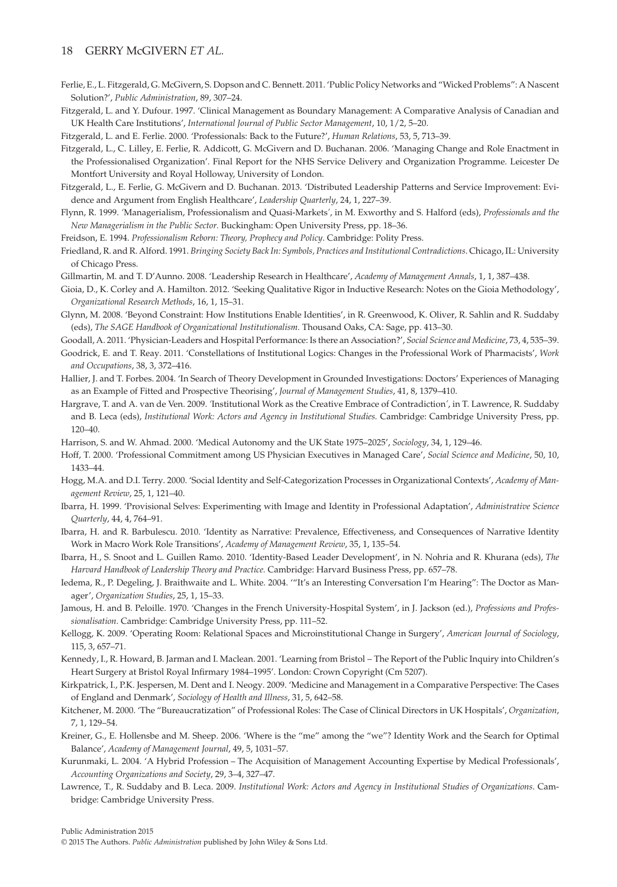Ferlie, E., L. Fitzgerald, G. McGivern, S. Dopson and C. Bennett. 2011. 'Public Policy Networks and "Wicked Problems": A Nascent Solution?', *Public Administration*, 89, 307–24.

Fitzgerald, L. and Y. Dufour. 1997. 'Clinical Management as Boundary Management: A Comparative Analysis of Canadian and UK Health Care Institutions', *International Journal of Public Sector Management*, 10, 1/2, 5–20.

Fitzgerald, L. and E. Ferlie. 2000. 'Professionals: Back to the Future?', *Human Relations*, 53, 5, 713–39.

Fitzgerald, L., C. Lilley, E. Ferlie, R. Addicott, G. McGivern and D. Buchanan. 2006. 'Managing Change and Role Enactment in the Professionalised Organization'. Final Report for the NHS Service Delivery and Organization Programme. Leicester De Montfort University and Royal Holloway, University of London.

Fitzgerald, L., E. Ferlie, G. McGivern and D. Buchanan. 2013. 'Distributed Leadership Patterns and Service Improvement: Evidence and Argument from English Healthcare', *Leadership Quarterly*, 24, 1, 227–39.

Flynn, R. 1999. 'Managerialism, Professionalism and Quasi-Markets', in M. Exworthy and S. Halford (eds), *Professionals and the New Managerialism in the Public Sector*. Buckingham: Open University Press, pp. 18–36.

Freidson, E. 1994. *Professionalism Reborn: Theory, Prophecy and Policy*. Cambridge: Polity Press.

Friedland, R. and R. Alford. 1991. *Bringing Society Back In: Symbols, Practices and Institutional Contradictions*. Chicago, IL: University of Chicago Press.

Gillmartin, M. and T. D'Aunno. 2008. 'Leadership Research in Healthcare', *Academy of Management Annals*, 1, 1, 387–438.

Gioia, D., K. Corley and A. Hamilton. 2012. 'Seeking Qualitative Rigor in Inductive Research: Notes on the Gioia Methodology', *Organizational Research Methods*, 16, 1, 15–31.

Glynn, M. 2008. 'Beyond Constraint: How Institutions Enable Identities', in R. Greenwood, K. Oliver, R. Sahlin and R. Suddaby (eds), *The SAGE Handbook of Organizational Institutionalism*. Thousand Oaks, CA: Sage, pp. 413–30.

Goodall, A. 2011. 'Physician-Leaders and Hospital Performance: Is there an Association?', *Social Science and Medicine*, 73, 4, 535–39.

Goodrick, E. and T. Reay. 2011. 'Constellations of Institutional Logics: Changes in the Professional Work of Pharmacists', *Work and Occupations*, 38, 3, 372–416.

Hallier, J. and T. Forbes. 2004. 'In Search of Theory Development in Grounded Investigations: Doctors' Experiences of Managing as an Example of Fitted and Prospective Theorising', *Journal of Management Studies*, 41, 8, 1379–410.

Hargrave, T. and A. van de Ven. 2009. 'Institutional Work as the Creative Embrace of Contradiction', in T. Lawrence, R. Suddaby and B. Leca (eds), *Institutional Work: Actors and Agency in Institutional Studies*. Cambridge: Cambridge University Press, pp. 120–40.

Harrison, S. and W. Ahmad. 2000. 'Medical Autonomy and the UK State 1975–2025', *Sociology*, 34, 1, 129–46.

Hoff, T. 2000. 'Professional Commitment among US Physician Executives in Managed Care', *Social Science and Medicine*, 50, 10, 1433–44.

Hogg, M.A. and D.I. Terry. 2000. 'Social Identity and Self-Categorization Processes in Organizational Contexts', *Academy of Management Review*, 25, 1, 121–40.

Ibarra, H. 1999. 'Provisional Selves: Experimenting with Image and Identity in Professional Adaptation', *Administrative Science Quarterly*, 44, 4, 764–91.

Ibarra, H. and R. Barbulescu. 2010. 'Identity as Narrative: Prevalence, Effectiveness, and Consequences of Narrative Identity Work in Macro Work Role Transitions', *Academy of Management Review*, 35, 1, 135–54.

Ibarra, H., S. Snoot and L. Guillen Ramo. 2010. 'Identity-Based Leader Development', in N. Nohria and R. Khurana (eds), *The Harvard Handbook of Leadership Theory and Practice*. Cambridge: Harvard Business Press, pp. 657–78.

Iedema, R., P. Degeling, J. Braithwaite and L. White. 2004. '"It's an Interesting Conversation I'm Hearing": The Doctor as Manager', *Organization Studies*, 25, 1, 15–33.

Jamous, H. and B. Peloille. 1970. 'Changes in the French University-Hospital System', in J. Jackson (ed.), *Professions and Professionalisation*. Cambridge: Cambridge University Press, pp. 111–52.

Kellogg, K. 2009. 'Operating Room: Relational Spaces and Microinstitutional Change in Surgery', *American Journal of Sociology*, 115, 3, 657–71.

Kennedy, I., R. Howard, B. Jarman and I. Maclean. 2001. 'Learning from Bristol – The Report of the Public Inquiry into Children's Heart Surgery at Bristol Royal Infirmary 1984–1995'. London: Crown Copyright (Cm 5207).

Kirkpatrick, I., P.K. Jespersen, M. Dent and I. Neogy. 2009. 'Medicine and Management in a Comparative Perspective: The Cases of England and Denmark', *Sociology of Health and Illness*, 31, 5, 642–58.

Kitchener, M. 2000. 'The "Bureaucratization" of Professional Roles: The Case of Clinical Directors in UK Hospitals', *Organization*, 7, 1, 129–54.

Kreiner, G., E. Hollensbe and M. Sheep. 2006. 'Where is the "me" among the "we"? Identity Work and the Search for Optimal Balance', *Academy of Management Journal*, 49, 5, 1031–57.

Kurunmaki, L. 2004. 'A Hybrid Profession – The Acquisition of Management Accounting Expertise by Medical Professionals', *Accounting Organizations and Society*, 29, 3–4, 327–47.

Lawrence, T., R. Suddaby and B. Leca. 2009. *Institutional Work: Actors and Agency in Institutional Studies of Organizations*. Cambridge: Cambridge University Press.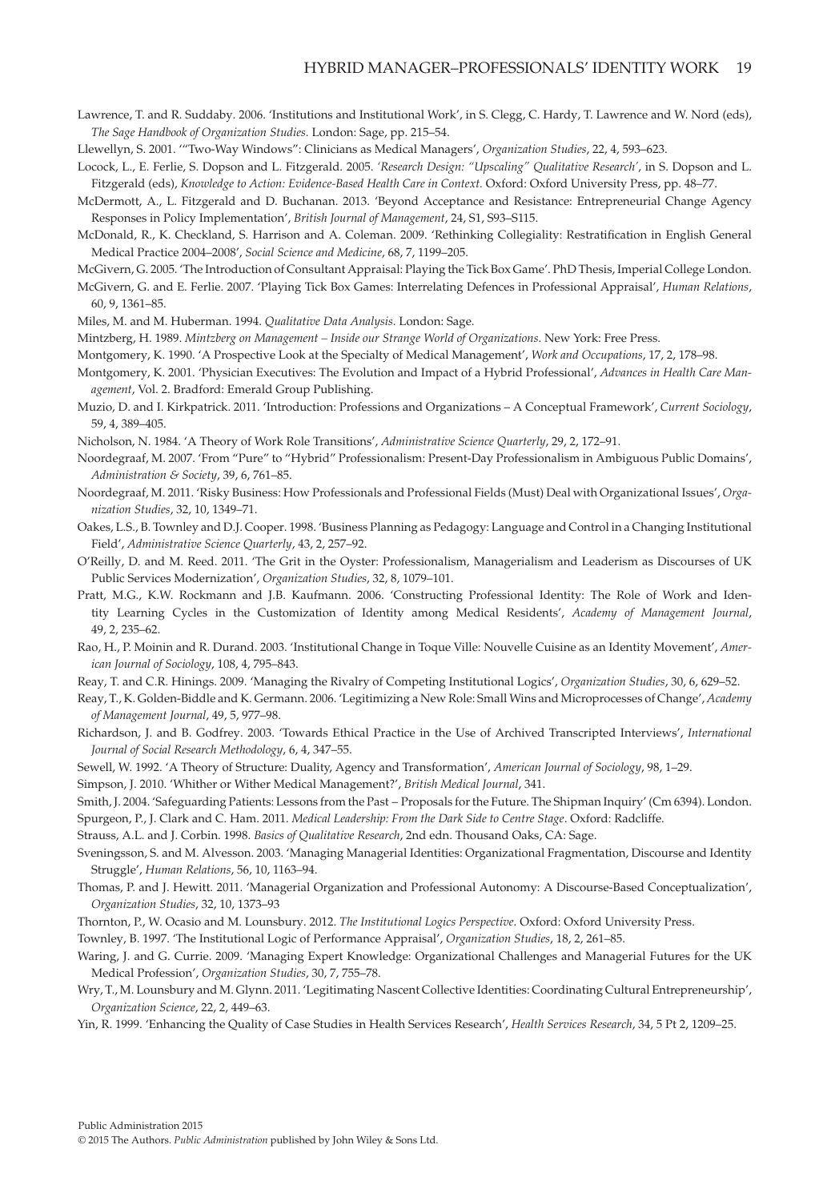Lawrence, T. and R. Suddaby. 2006. 'Institutions and Institutional Work', in S. Clegg, C. Hardy, T. Lawrence and W. Nord (eds), *The Sage Handbook of Organization Studies*. London: Sage, pp. 215–54.

Llewellyn, S. 2001. '"Two-Way Windows": Clinicians as Medical Managers', *Organization Studies*, 22, 4, 593–623.

Locock, L., E. Ferlie, S. Dopson and L. Fitzgerald. 2005. *'Research Design: "Upscaling" Qualitative Research'*, in S. Dopson and L. Fitzgerald (eds), *Knowledge to Action: Evidence-Based Health Care in Context*. Oxford: Oxford University Press, pp. 48–77.

McDermott, A., L. Fitzgerald and D. Buchanan. 2013. 'Beyond Acceptance and Resistance: Entrepreneurial Change Agency Responses in Policy Implementation', *British Journal of Management*, 24, S1, S93–S115.

McDonald, R., K. Checkland, S. Harrison and A. Coleman. 2009. 'Rethinking Collegiality: Restratification in English General Medical Practice 2004–2008', *Social Science and Medicine*, 68, 7, 1199–205.

McGivern, G. 2005. 'The Introduction of Consultant Appraisal: Playing the Tick Box Game'. PhD Thesis, Imperial College London.

McGivern, G. and E. Ferlie. 2007. 'Playing Tick Box Games: Interrelating Defences in Professional Appraisal', *Human Relations*, 60, 9, 1361–85.

Miles, M. and M. Huberman. 1994. *Qualitative Data Analysis*. London: Sage.

Mintzberg, H. 1989. *Mintzberg on Management – Inside our Strange World of Organizations*. New York: Free Press.

Montgomery, K. 1990. 'A Prospective Look at the Specialty of Medical Management', *Work and Occupations*, 17, 2, 178–98.

Montgomery, K. 2001. 'Physician Executives: The Evolution and Impact of a Hybrid Professional', *Advances in Health Care Management*, Vol. 2. Bradford: Emerald Group Publishing.

Muzio, D. and I. Kirkpatrick. 2011. 'Introduction: Professions and Organizations – A Conceptual Framework', *Current Sociology*, 59, 4, 389–405.

Nicholson, N. 1984. 'A Theory of Work Role Transitions', *Administrative Science Quarterly*, 29, 2, 172–91.

Noordegraaf, M. 2007. 'From "Pure" to "Hybrid" Professionalism: Present-Day Professionalism in Ambiguous Public Domains', *Administration & Society*, 39, 6, 761–85.

Noordegraaf, M. 2011. 'Risky Business: How Professionals and Professional Fields (Must) Deal with Organizational Issues', *Organization Studies*, 32, 10, 1349–71.

Oakes, L.S., B. Townley and D.J. Cooper. 1998. 'Business Planning as Pedagogy: Language and Control in a Changing Institutional Field', *Administrative Science Quarterly*, 43, 2, 257–92.

O'Reilly, D. and M. Reed. 2011. 'The Grit in the Oyster: Professionalism, Managerialism and Leaderism as Discourses of UK Public Services Modernization', *Organization Studies*, 32, 8, 1079–101.

Pratt, M.G., K.W. Rockmann and J.B. Kaufmann. 2006. 'Constructing Professional Identity: The Role of Work and Identity Learning Cycles in the Customization of Identity among Medical Residents', *Academy of Management Journal*, 49, 2, 235–62.

Rao, H., P. Moinin and R. Durand. 2003. 'Institutional Change in Toque Ville: Nouvelle Cuisine as an Identity Movement', *American Journal of Sociology*, 108, 4, 795–843.

Reay, T. and C.R. Hinings. 2009. 'Managing the Rivalry of Competing Institutional Logics', *Organization Studies*, 30, 6, 629–52.

Reay, T., K. Golden-Biddle and K. Germann. 2006. 'Legitimizing a New Role: Small Wins and Microprocesses of Change', *Academy of Management Journal*, 49, 5, 977–98.

Richardson, J. and B. Godfrey. 2003. 'Towards Ethical Practice in the Use of Archived Transcripted Interviews', *International Journal of Social Research Methodology*, 6, 4, 347–55.

Sewell, W. 1992. 'A Theory of Structure: Duality, Agency and Transformation', *American Journal of Sociology*, 98, 1–29.

Simpson, J. 2010. 'Whither or Wither Medical Management?', *British Medical Journal*, 341.

Smith, J. 2004. 'Safeguarding Patients: Lessons from the Past – Proposals for the Future. The Shipman Inquiry' (Cm 6394). London.

Spurgeon, P., J. Clark and C. Ham. 2011. *Medical Leadership: From the Dark Side to Centre Stage*. Oxford: Radcliffe.

Strauss, A.L. and J. Corbin. 1998. *Basics of Qualitative Research*, 2nd edn. Thousand Oaks, CA: Sage.

Sveningsson, S. and M. Alvesson. 2003. 'Managing Managerial Identities: Organizational Fragmentation, Discourse and Identity Struggle', *Human Relations*, 56, 10, 1163–94.

Thomas, P. and J. Hewitt. 2011. 'Managerial Organization and Professional Autonomy: A Discourse-Based Conceptualization', *Organization Studies*, 32, 10, 1373–93

Thornton, P., W. Ocasio and M. Lounsbury. 2012. *The Institutional Logics Perspective*. Oxford: Oxford University Press.

Townley, B. 1997. 'The Institutional Logic of Performance Appraisal', *Organization Studies*, 18, 2, 261–85.

Waring, J. and G. Currie. 2009. 'Managing Expert Knowledge: Organizational Challenges and Managerial Futures for the UK Medical Profession', *Organization Studies*, 30, 7, 755–78.

Wry, T., M. Lounsbury and M. Glynn. 2011. 'Legitimating Nascent Collective Identities: Coordinating Cultural Entrepreneurship', *Organization Science*, 22, 2, 449–63.

Yin, R. 1999. 'Enhancing the Quality of Case Studies in Health Services Research', *Health Services Research*, 34, 5 Pt 2, 1209–25.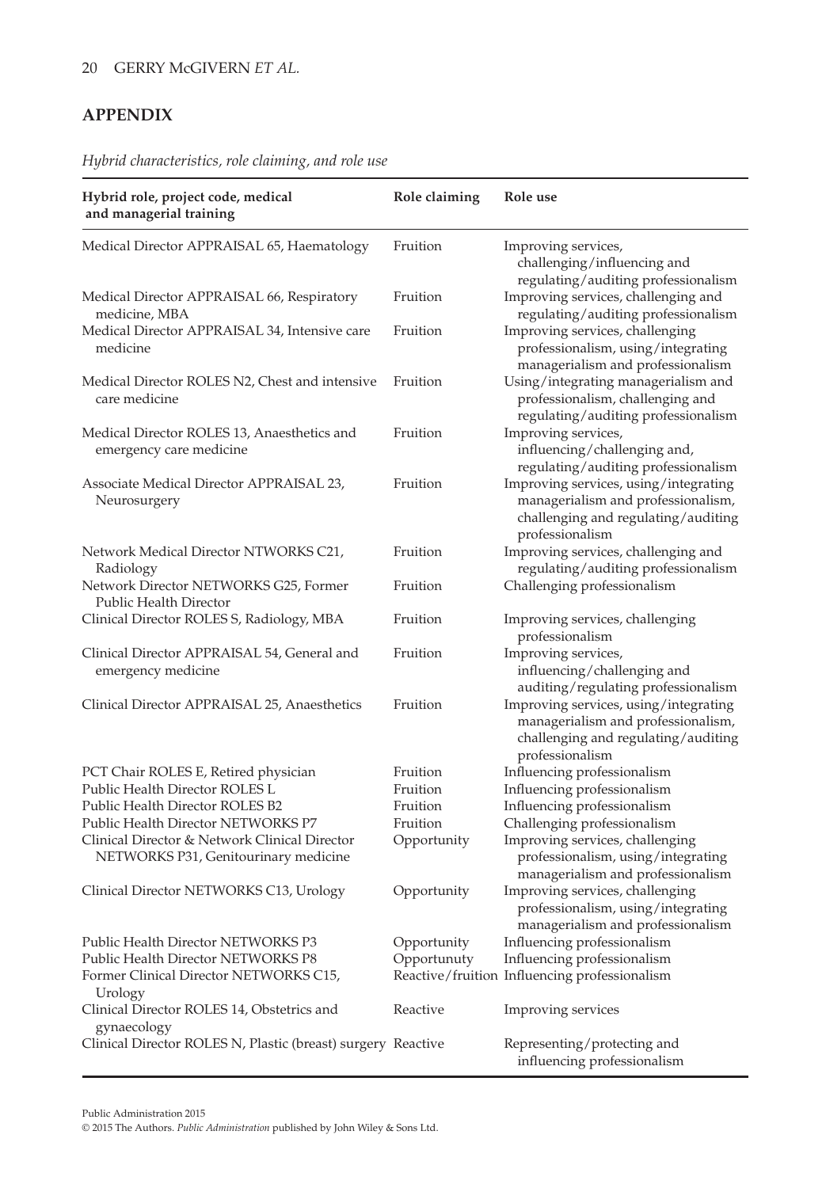## APPENDIX

*Hybrid characteristics, role claiming, and role use*

| Hybrid role, project code, medical and managerial training | Role claiming | Role use |
|---|---|---|
| Medical Director APPRAISAL 65, Haematology | Fruition | Improving services, challenging/influencing and regulating/auditing professionalism |
| Medical Director APPRAISAL 66, Respiratory medicine, MBA | Fruition | Improving services, challenging and regulating/auditing professionalism |
| Medical Director APPRAISAL 34, Intensive care medicine | Fruition | Improving services, challenging professionalism, using/integrating managerialism and professionalism |
| Medical Director ROLES N2, Chest and intensive care medicine | Fruition | Using/integrating managerialism and professionalism, challenging and regulating/auditing professionalism |
| Medical Director ROLES 13, Anaesthetics and emergency care medicine | Fruition | Improving services, influencing/challenging and, regulating/auditing professionalism |
| Associate Medical Director APPRAISAL 23, Neurosurgery | Fruition | Improving services, using/integrating managerialism and professionalism, challenging and regulating/auditing professionalism |
| Network Medical Director NTWORKS C21, Radiology | Fruition | Improving services, challenging and regulating/auditing professionalism |
| Network Director NETWORKS G25, Former Public Health Director | Fruition | Challenging professionalism |
| Clinical Director ROLES S, Radiology, MBA | Fruition | Improving services, challenging professionalism |
| Clinical Director APPRAISAL 54, General and emergency medicine | Fruition | Improving services, influencing/challenging and auditing/regulating professionalism |
| Clinical Director APPRAISAL 25, Anaesthetics | Fruition | Improving services, using/integrating managerialism and professionalism, challenging and regulating/auditing professionalism |
| PCT Chair ROLES E, Retired physician | Fruition | Influencing professionalism |
| Public Health Director ROLES L | Fruition | Influencing professionalism |
| Public Health Director ROLES B2 | Fruition | Influencing professionalism |
| Public Health Director NETWORKS P7 | Fruition | Challenging professionalism |
| Clinical Director & Network Clinical Director NETWORKS P31, Genitourinary medicine | Opportunity | Improving services, challenging professionalism, using/integrating managerialism and professionalism |
| Clinical Director NETWORKS C13, Urology | Opportunity | Improving services, challenging professionalism, using/integrating managerialism and professionalism |
| Public Health Director NETWORKS P3 | Opportunity | Influencing professionalism |
| Public Health Director NETWORKS P8 | Opportunuty | Influencing professionalism |
| Former Clinical Director NETWORKS C15, Urology | Reactive/fruition | Influencing professionalism |
| Clinical Director ROLES 14, Obstetrics and gynaecology | Reactive | Improving services |
| Clinical Director ROLES N, Plastic (breast) surgery | Reactive | Representing/protecting and influencing professionalism |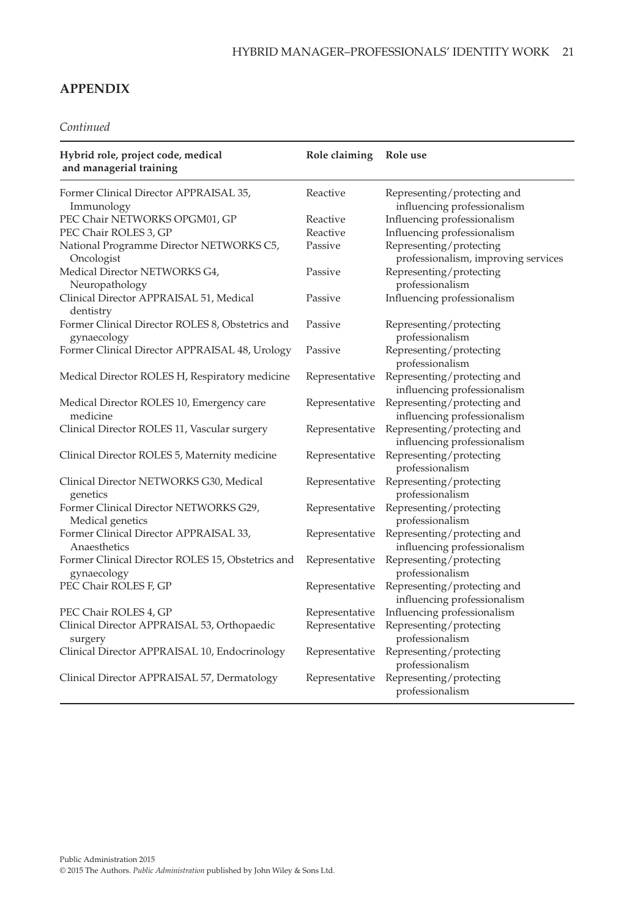## APPENDIX

*Continued*

| Hybrid role, project code, medical and managerial training | Role claiming | Role use |
|---|---|---|
| Former Clinical Director APPRAISAL 35, Immunology | Reactive | Representing/protecting and influencing professionalism |
| PEC Chair NETWORKS OPGM01, GP | Reactive | Influencing professionalism |
| PEC Chair ROLES 3, GP | Reactive | Influencing professionalism |
| National Programme Director NETWORKS C5, Oncologist | Passive | Representing/protecting professionalism, improving services |
| Medical Director NETWORKS G4, Neuropathology | Passive | Representing/protecting professionalism |
| Clinical Director APPRAISAL 51, Medical dentistry | Passive | Influencing professionalism |
| Former Clinical Director ROLES 8, Obstetrics and gynaecology | Passive | Representing/protecting professionalism |
| Former Clinical Director APPRAISAL 48, Urology | Passive | Representing/protecting professionalism |
| Medical Director ROLES H, Respiratory medicine | Representative | Representing/protecting and influencing professionalism |
| Medical Director ROLES 10, Emergency care medicine | Representative | Representing/protecting and influencing professionalism |
| Clinical Director ROLES 11, Vascular surgery | Representative | Representing/protecting and influencing professionalism |
| Clinical Director ROLES 5, Maternity medicine | Representative | Representing/protecting professionalism |
| Clinical Director NETWORKS G30, Medical genetics | Representative | Representing/protecting professionalism |
| Former Clinical Director NETWORKS G29, Medical genetics | Representative | Representing/protecting professionalism |
| Former Clinical Director APPRAISAL 33, Anaesthetics | Representative | Representing/protecting and influencing professionalism |
| Former Clinical Director ROLES 15, Obstetrics and gynaecology | Representative | Representing/protecting professionalism |
| PEC Chair ROLES F, GP | Representative | Representing/protecting and influencing professionalism |
| PEC Chair ROLES 4, GP | Representative | Influencing professionalism |
| Clinical Director APPRAISAL 53, Orthopaedic surgery | Representative | Representing/protecting professionalism |
| Clinical Director APPRAISAL 10, Endocrinology | Representative | Representing/protecting professionalism |
| Clinical Director APPRAISAL 57, Dermatology | Representative | Representing/protecting professionalism |